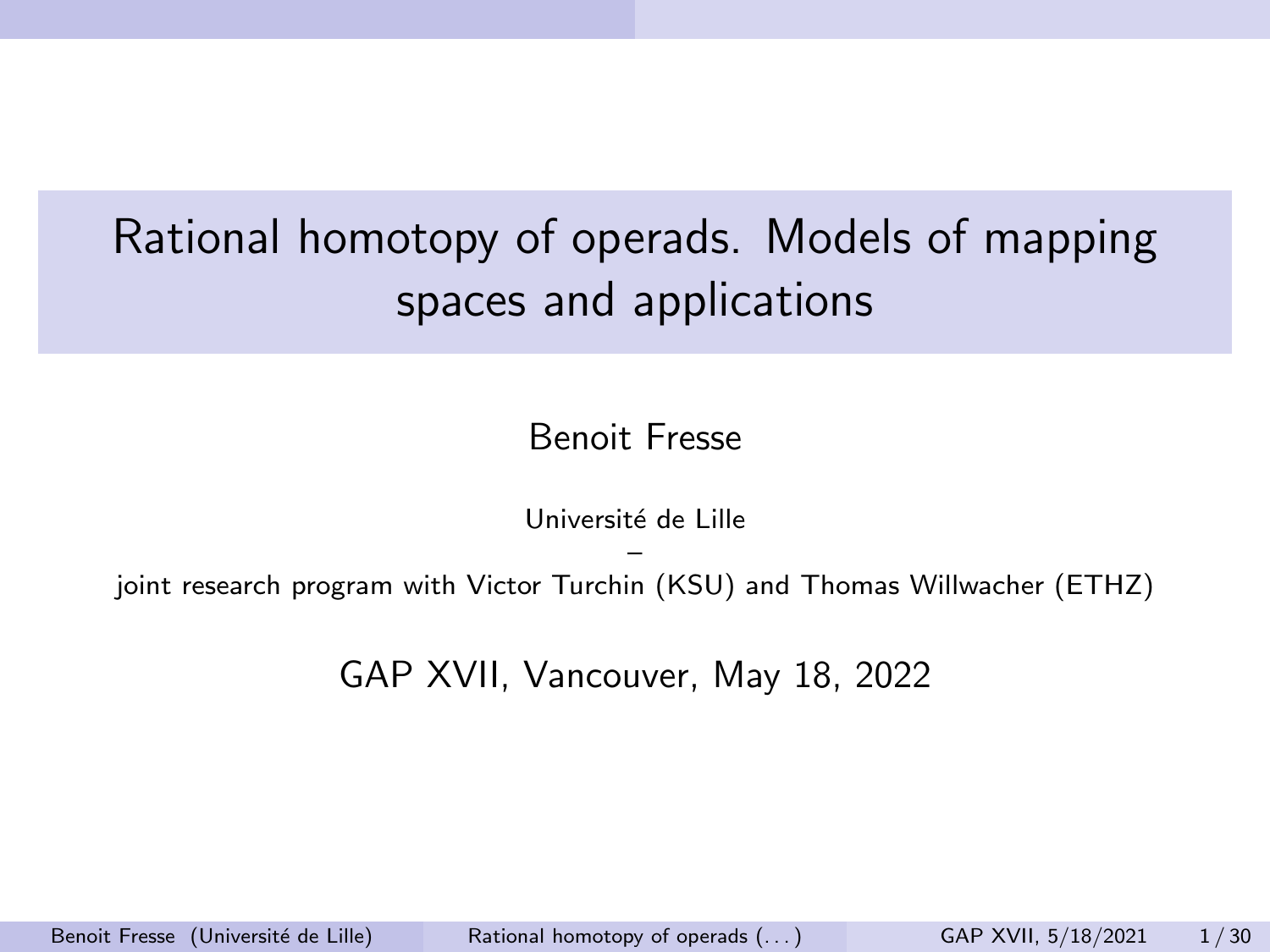# Rational homotopy of operads. Models of mapping spaces and applications

Benoit Fresse

Université de Lille

–

joint research program with Victor Turchin (KSU) and Thomas Willwacher (ETHZ)

GAP XVII, Vancouver, May 18, 2022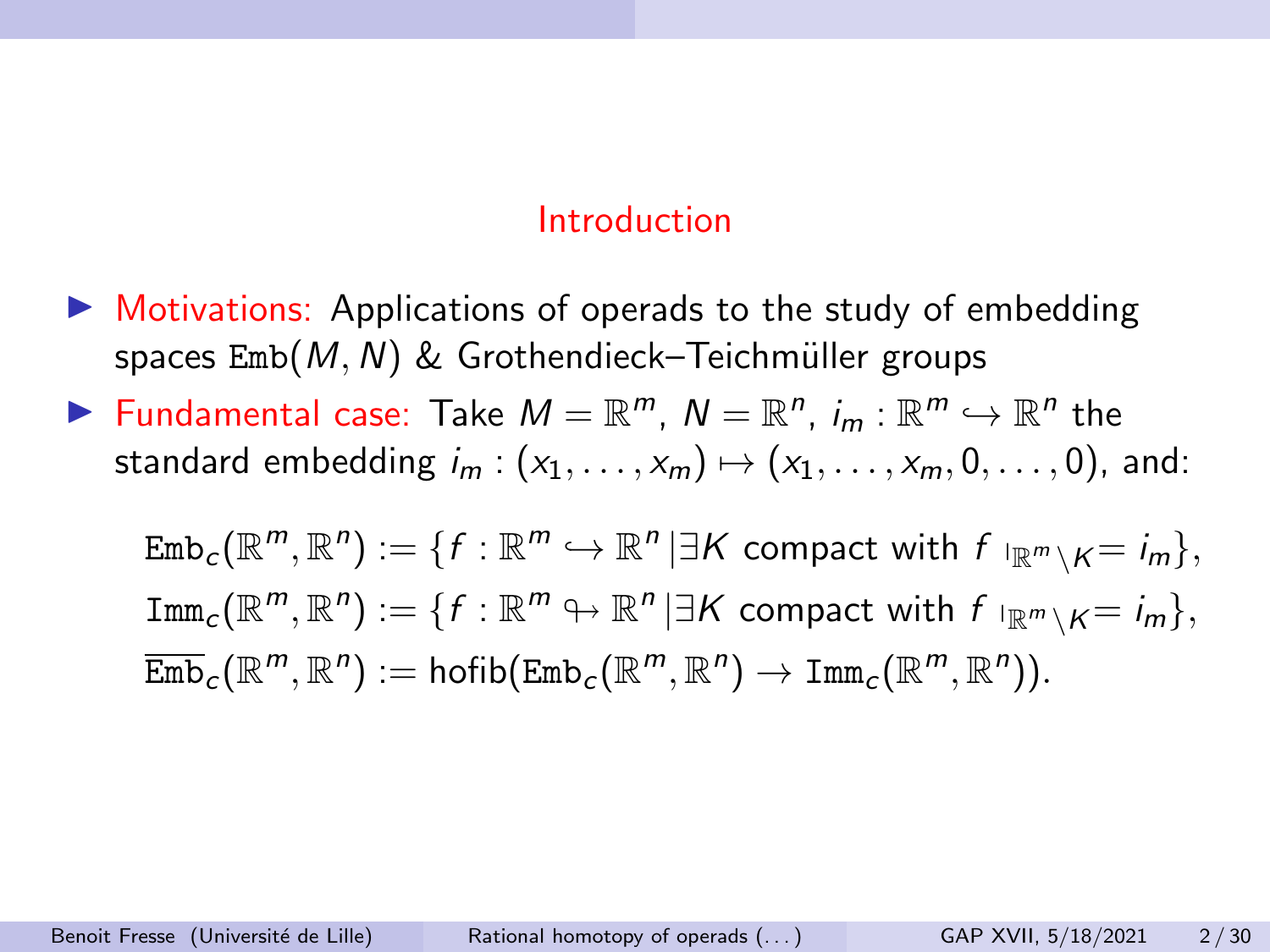## Introduction

- Motivations: Applications of operads to the study of embedding spaces $\mathtt{Emb}(M, N)$ & Grothendieck–Teichmüller groups
- Fundamental case: Take $M = \mathbb{R}^m$, $N = \mathbb{R}^n$, $i_m : \mathbb{R}^m \hookrightarrow \mathbb{R}^n$ the standard embedding $i_m : (x_1, \dots, x_m) \mapsto (x_1, \dots, x_m, 0, \dots, 0)$, and:

$$\mathtt{Emb}_c(\mathbb{R}^m, \mathbb{R}^n) := \{f : \mathbb{R}^m \hookrightarrow \mathbb{R}^n \,|\, \exists K \text{ compact with } f\,_{|\mathbb{R}^m \setminus K} = i_m\},$$

$$\mathtt{Imm}_c(\mathbb{R}^m, \mathbb{R}^n) := \{f : \mathbb{R}^m \looparrowright \mathbb{R}^n \,|\, \exists K \text{ compact with } f\,_{|\mathbb{R}^m \setminus K} = i_m\},$$

$$\overline{\mathtt{Emb}}_c(\mathbb{R}^m, \mathbb{R}^n) := \mathrm{hofib}(\mathtt{Emb}_c(\mathbb{R}^m, \mathbb{R}^n) \to \mathtt{Imm}_c(\mathbb{R}^m, \mathbb{R}^n)).$$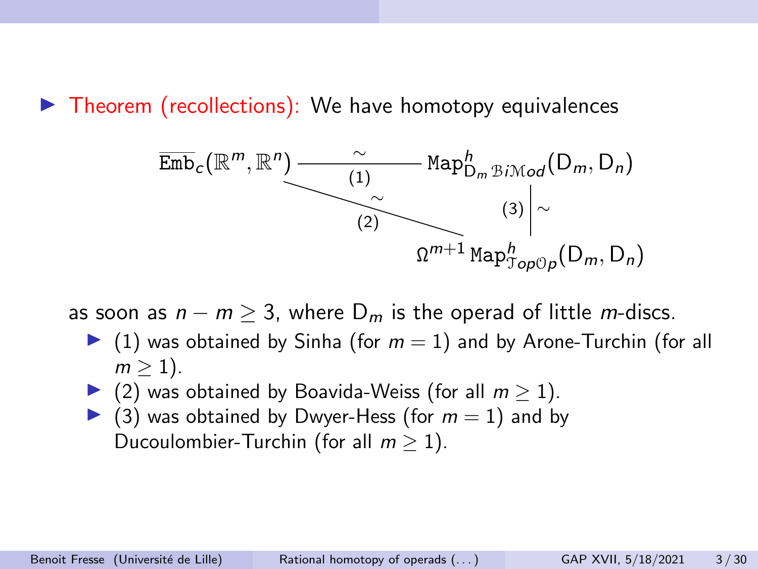- Theorem (recollections): We have homotopy equivalences

$$
\begin{array}{ccc}
\overline{\mathtt{Emb}}_c(\mathbb{R}^m, \mathbb{R}^n) & \xrightarrow[(1)]{\sim} & \mathtt{Map}^h_{\mathsf{D}_m\,\mathcal{B}i\mathcal{M}od}(\mathsf{D}_m, \mathsf{D}_n) \\
& \searrow^{\sim}_{(2)} & \Big\downarrow{\scriptstyle (3)\,\sim} \\
& & \Omega^{m+1}\,\mathtt{Map}^h_{\mathcal{T}op\mathcal{O}p}(\mathsf{D}_m, \mathsf{D}_n)
\end{array}
$$

as soon as $n - m \geq 3$, where $\mathsf{D}_m$ is the operad of little $m$-discs.

  - (1) was obtained by Sinha (for $m = 1$) and by Arone-Turchin (for all $m \geq 1$).
  - (2) was obtained by Boavida-Weiss (for all $m \geq 1$).
  - (3) was obtained by Dwyer-Hess (for $m = 1$) and by Ducoulombier-Turchin (for all $m \geq 1$).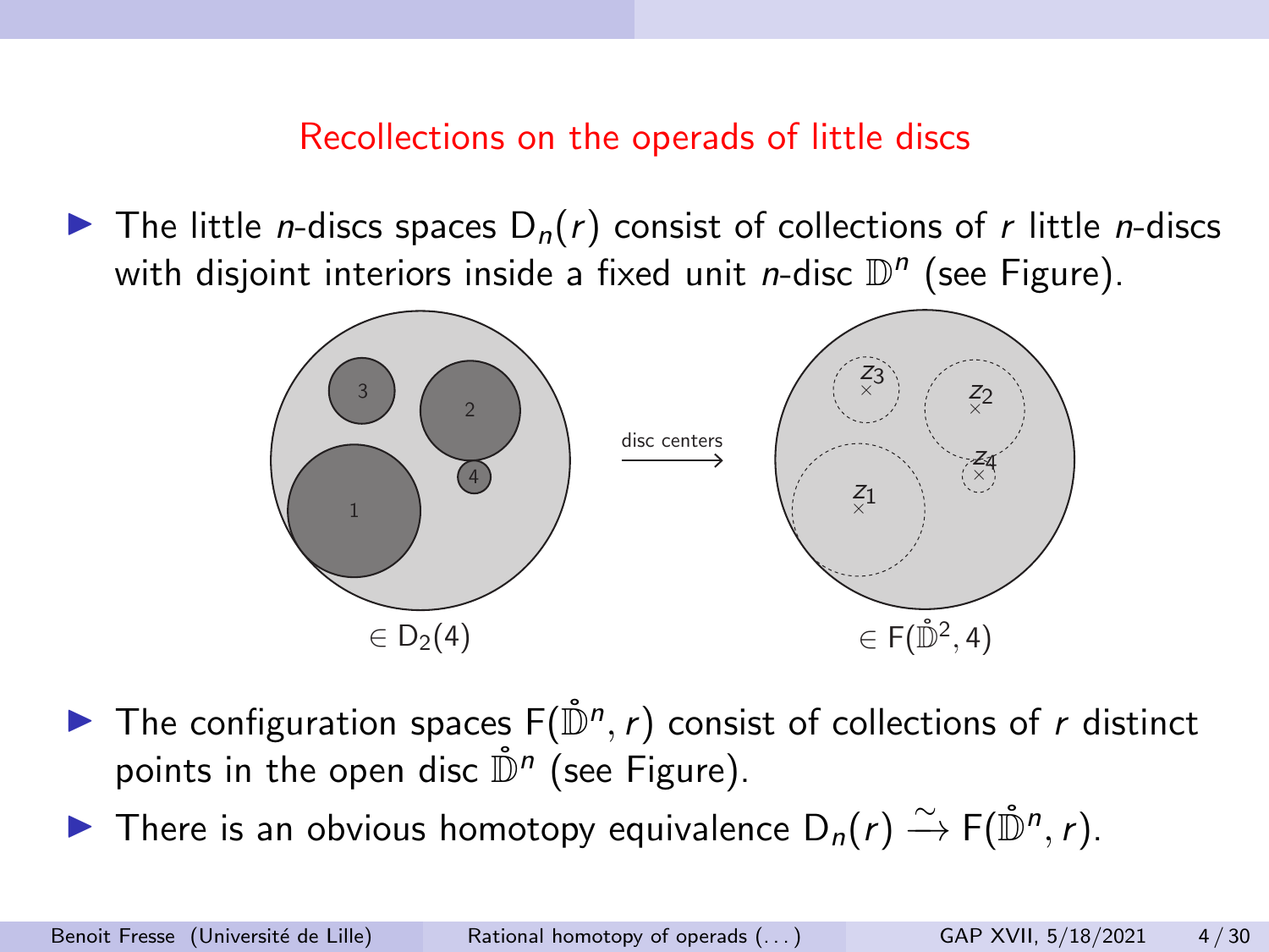## Recollections on the operads of little discs

- The little $n$-discs spaces $\mathsf{D}_n(r)$ consist of collections of $r$ little $n$-discs with disjoint interiors inside a fixed unit $n$-disc $\mathbb{D}^n$ (see Figure).

$\in \mathsf{D}_2(4)$ $\xrightarrow{\text{disc centers}}$ $\in \mathsf{F}(\mathring{\mathbb{D}}^2, 4)$

- The configuration spaces $\mathsf{F}(\mathring{\mathbb{D}}^n, r)$ consist of collections of $r$ distinct points in the open disc $\mathring{\mathbb{D}}^n$ (see Figure).
- There is an obvious homotopy equivalence $\mathsf{D}_n(r) \xrightarrow{\sim} \mathsf{F}(\mathring{\mathbb{D}}^n, r)$.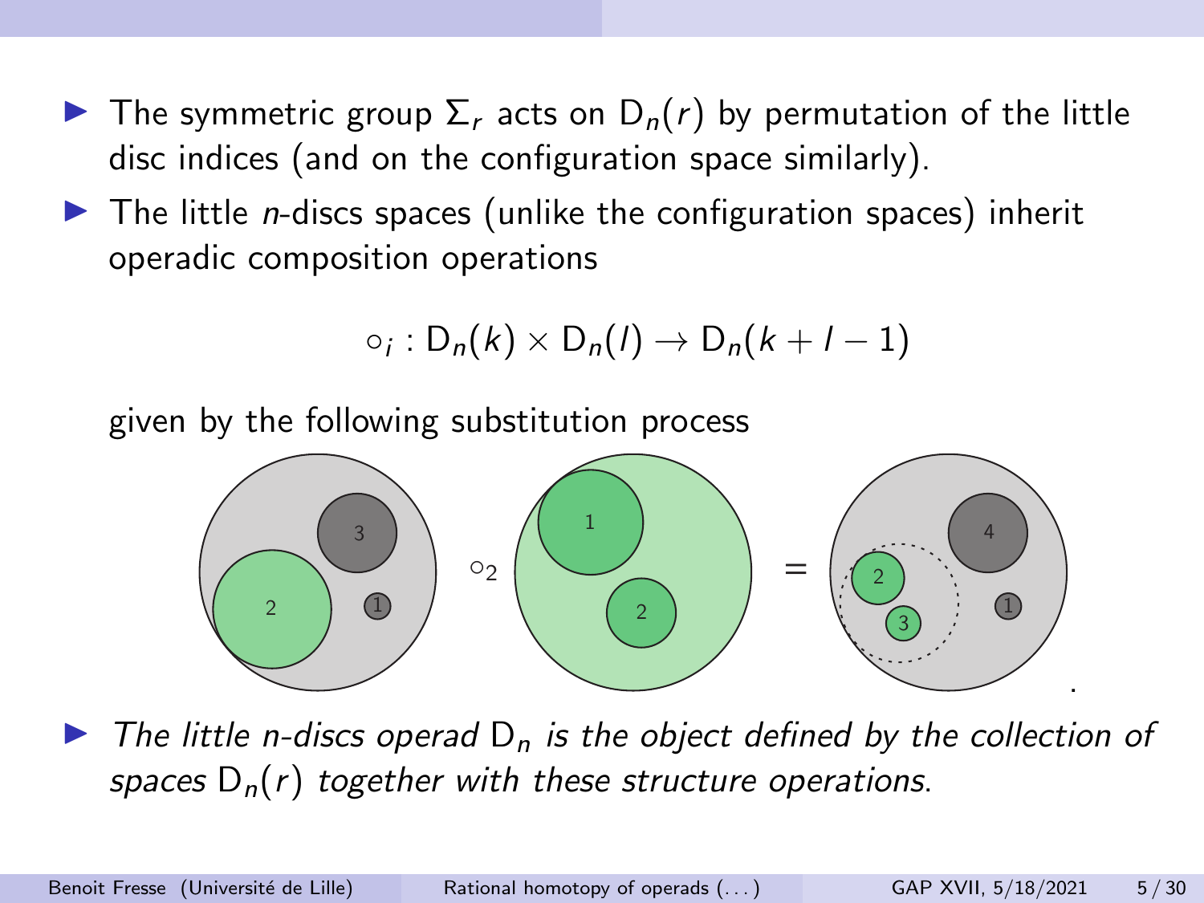- The symmetric group $\Sigma_r$ acts on $\mathsf{D}_n(r)$ by permutation of the little disc indices (and on the configuration space similarly).
- The little $n$-discs spaces (unlike the configuration spaces) inherit operadic composition operations

$$\circ_i : \mathsf{D}_n(k) \times \mathsf{D}_n(l) \to \mathsf{D}_n(k+l-1)$$

given by the following substitution process

- *The little n-discs operad $\mathsf{D}_n$ is the object defined by the collection of spaces $\mathsf{D}_n(r)$ together with these structure operations.*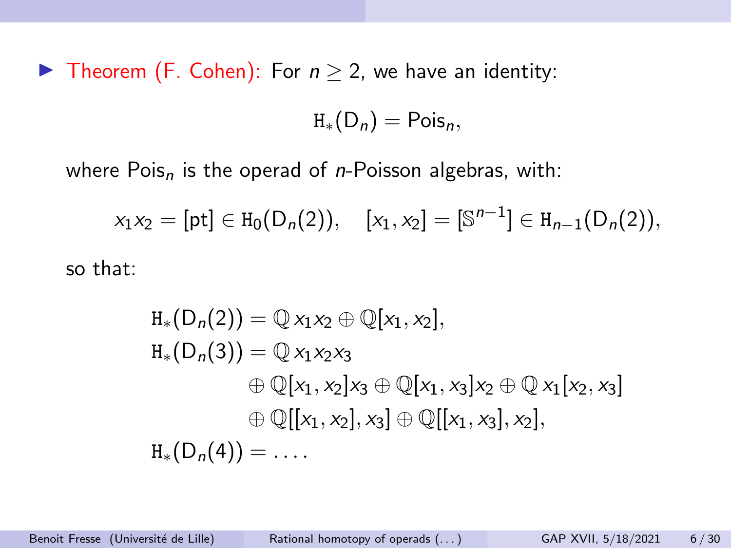- Theorem (F. Cohen): For $n \geq 2$, we have an identity:

$$\mathrm{H}_*(\mathsf{D}_n) = \mathsf{Pois}_n,$$

where $\mathsf{Pois}_n$ is the operad of $n$-Poisson algebras, with:

$$x_1 x_2 = [\mathrm{pt}] \in \mathrm{H}_0(\mathsf{D}_n(2)), \quad [x_1, x_2] = [\mathbb{S}^{n-1}] \in \mathrm{H}_{n-1}(\mathsf{D}_n(2)),$$

so that:

$$\begin{aligned}
\mathrm{H}_*(\mathsf{D}_n(2)) &= \mathbb{Q}\, x_1 x_2 \oplus \mathbb{Q}[x_1, x_2], \\
\mathrm{H}_*(\mathsf{D}_n(3)) &= \mathbb{Q}\, x_1 x_2 x_3 \\
&\quad \oplus \mathbb{Q}[x_1, x_2] x_3 \oplus \mathbb{Q}[x_1, x_3] x_2 \oplus \mathbb{Q}\, x_1 [x_2, x_3] \\
&\quad \oplus \mathbb{Q}[[x_1, x_2], x_3] \oplus \mathbb{Q}[[x_1, x_3], x_2], \\
\mathrm{H}_*(\mathsf{D}_n(4)) &= \dots .
\end{aligned}$$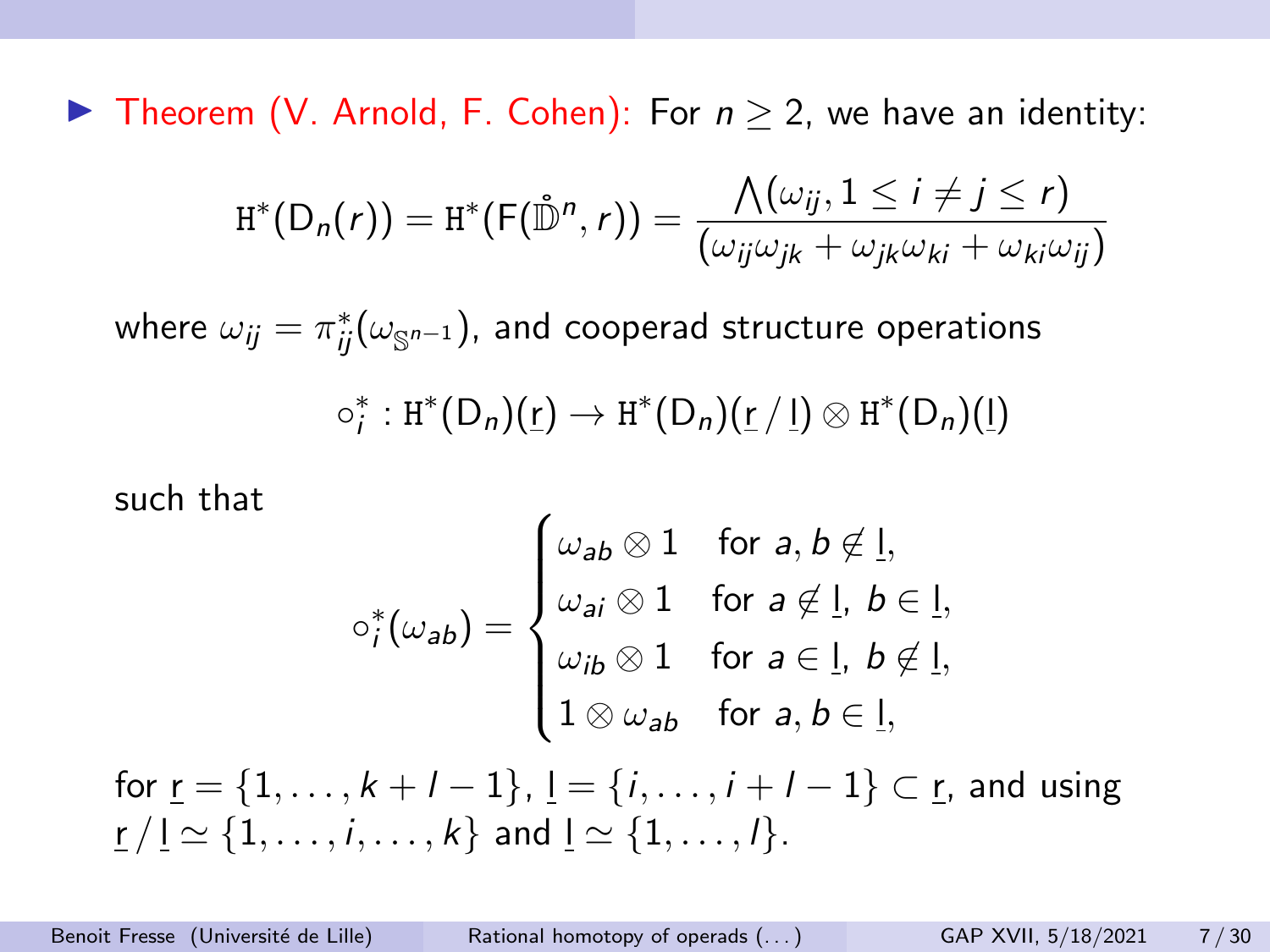- Theorem (V. Arnold, F. Cohen): For $n \geq 2$, we have an identity:

$$\mathrm{H}^*(\mathsf{D}_n(r)) = \mathrm{H}^*(\mathsf{F}(\mathring{\mathbb{D}}^n, r)) = \frac{\bigwedge(\omega_{ij}, 1 \leq i \neq j \leq r)}{(\omega_{ij}\omega_{jk} + \omega_{jk}\omega_{ki} + \omega_{ki}\omega_{ij})}$$

where $\omega_{ij} = \pi_{ij}^*(\omega_{\mathbb{S}^{n-1}})$, and cooperad structure operations

$$\circ_i^* : \mathrm{H}^*(\mathsf{D}_n)(\underline{\mathrm{r}}) \to \mathrm{H}^*(\mathsf{D}_n)(\underline{\mathrm{r}} \,/\, \underline{\mathrm{l}}) \otimes \mathrm{H}^*(\mathsf{D}_n)(\underline{\mathrm{l}})$$

such that

$$\circ_i^*(\omega_{ab}) = \begin{cases} \omega_{ab} \otimes 1 & \text{for } a, b \notin \underline{\mathrm{l}}, \\ \omega_{ai} \otimes 1 & \text{for } a \notin \underline{\mathrm{l}},\ b \in \underline{\mathrm{l}}, \\ \omega_{ib} \otimes 1 & \text{for } a \in \underline{\mathrm{l}},\ b \notin \underline{\mathrm{l}}, \\ 1 \otimes \omega_{ab} & \text{for } a, b \in \underline{\mathrm{l}}, \end{cases}$$

for $\underline{\mathrm{r}} = \{1, \ldots, k + l - 1\}$, $\underline{\mathrm{l}} = \{i, \ldots, i + l - 1\} \subset \underline{\mathrm{r}}$, and using $\underline{\mathrm{r}} \,/\, \underline{\mathrm{l}} \simeq \{1, \ldots, i, \ldots, k\}$ and $\underline{\mathrm{l}} \simeq \{1, \ldots, l\}$.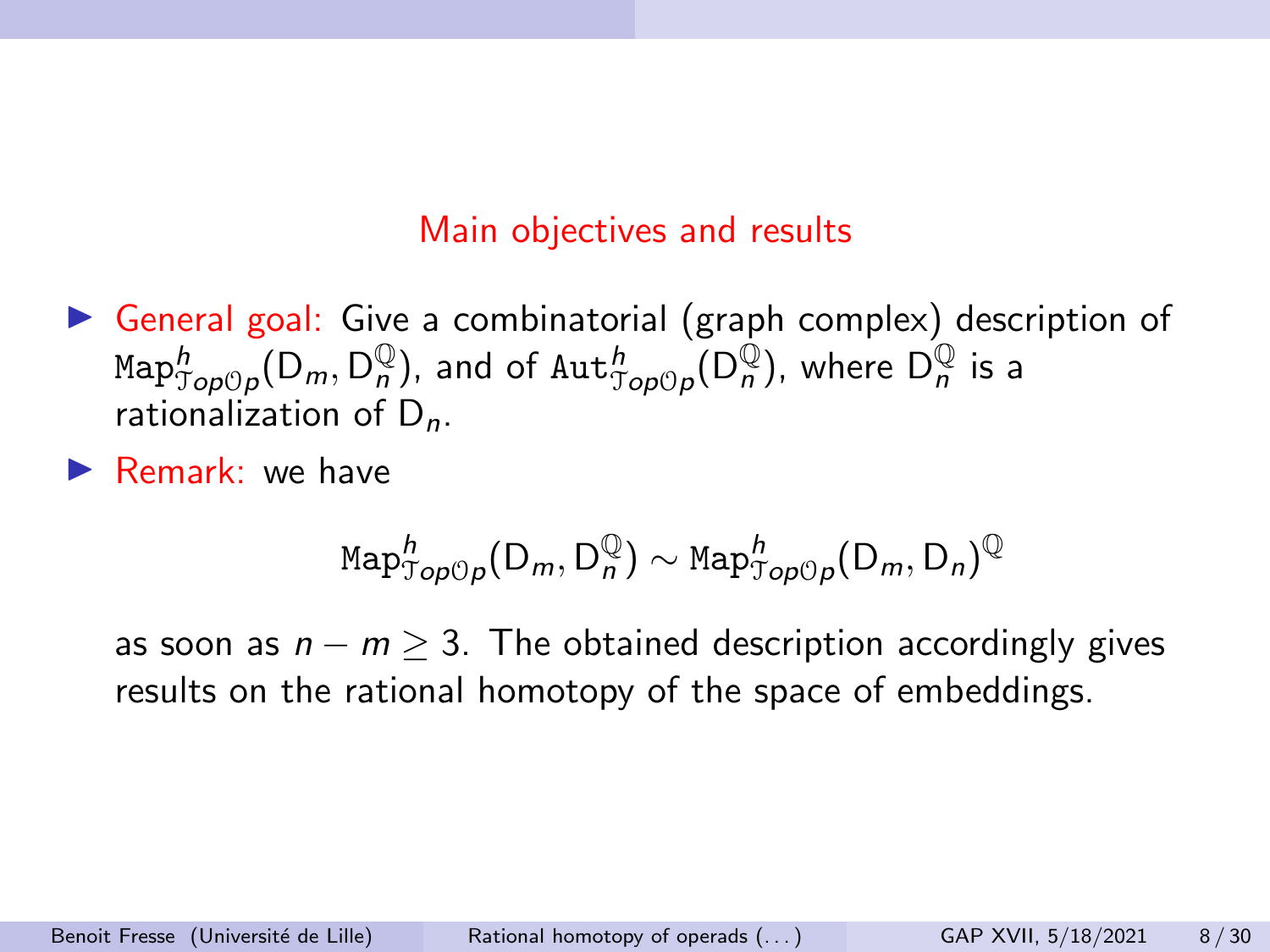## Main objectives and results

- General goal: Give a combinatorial (graph complex) description of $\mathtt{Map}^h_{\mathcal{T}op\mathcal{O}p}(\mathsf{D}_m, \mathsf{D}_n^{\mathbb{Q}})$, and of $\mathtt{Aut}^h_{\mathcal{T}op\mathcal{O}p}(\mathsf{D}_n^{\mathbb{Q}})$, where $\mathsf{D}_n^{\mathbb{Q}}$ is a rationalization of $\mathsf{D}_n$.
- Remark: we have

$$\mathtt{Map}^h_{\mathcal{T}op\mathcal{O}p}(\mathsf{D}_m, \mathsf{D}_n^{\mathbb{Q}}) \sim \mathtt{Map}^h_{\mathcal{T}op\mathcal{O}p}(\mathsf{D}_m, \mathsf{D}_n)^{\mathbb{Q}}$$

as soon as $n - m \geq 3$. The obtained description accordingly gives results on the rational homotopy of the space of embeddings.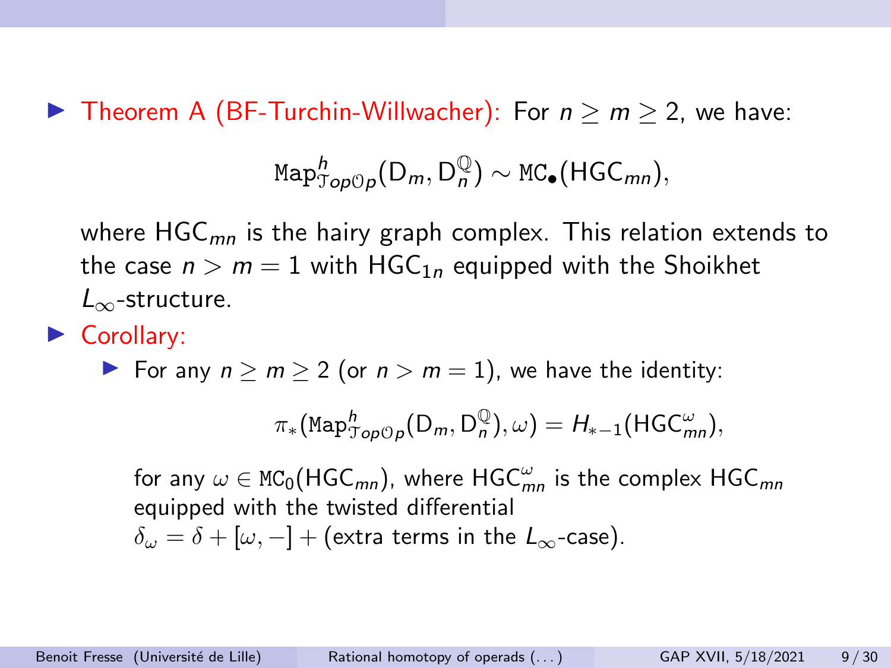- Theorem A (BF-Turchin-Willwacher): For $n \geq m \geq 2$, we have:

$$\mathtt{Map}^h_{\mathcal{T}op\mathcal{O}p}(\mathsf{D}_m, \mathsf{D}_n^{\mathbb{Q}}) \sim \mathtt{MC}_\bullet(\mathsf{HGC}_{mn}),$$

  where $\mathsf{HGC}_{mn}$ is the hairy graph complex. This relation extends to the case $n > m = 1$ with $\mathsf{HGC}_{1n}$ equipped with the Shoikhet $L_\infty$-structure.

- Corollary:
  - For any $n \geq m \geq 2$ (or $n > m = 1$), we have the identity:

$$\pi_*(\mathtt{Map}^h_{\mathcal{T}op\mathcal{O}p}(\mathsf{D}_m, \mathsf{D}_n^{\mathbb{Q}}), \omega) = H_{*-1}(\mathsf{HGC}^{\omega}_{mn}),$$

    for any $\omega \in \mathtt{MC}_0(\mathsf{HGC}_{mn})$, where $\mathsf{HGC}^{\omega}_{mn}$ is the complex $\mathsf{HGC}_{mn}$ equipped with the twisted differential $\delta_\omega = \delta + [\omega, -] +$ (extra terms in the $L_\infty$-case).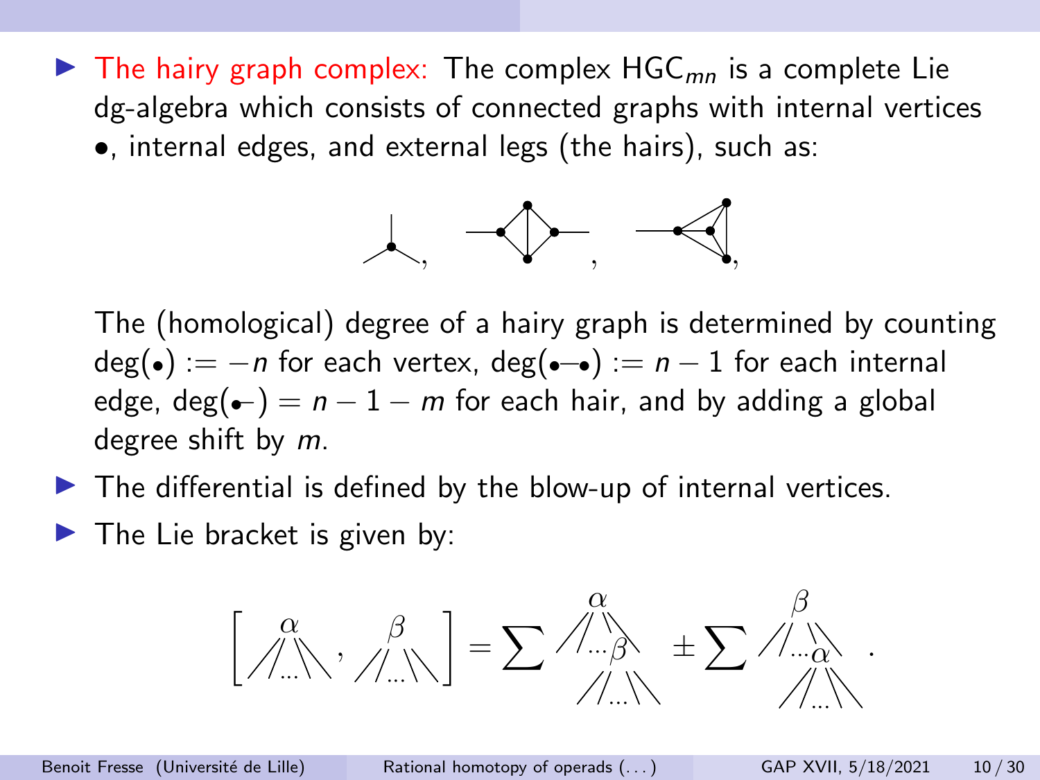- The hairy graph complex: The complex $\mathsf{HGC}_{mn}$ is a complete Lie dg-algebra which consists of connected graphs with internal vertices $\bullet$, internal edges, and external legs (the hairs), such as:

  The (homological) degree of a hairy graph is determined by counting $\deg(\bullet) := -n$ for each vertex, $\deg(\bullet\!-\!\bullet) := n-1$ for each internal edge, $\deg(\bullet\!-) = n-1-m$ for each hair, and by adding a global degree shift by $m$.

- The differential is defined by the blow-up of internal vertices.
- The Lie bracket is given by: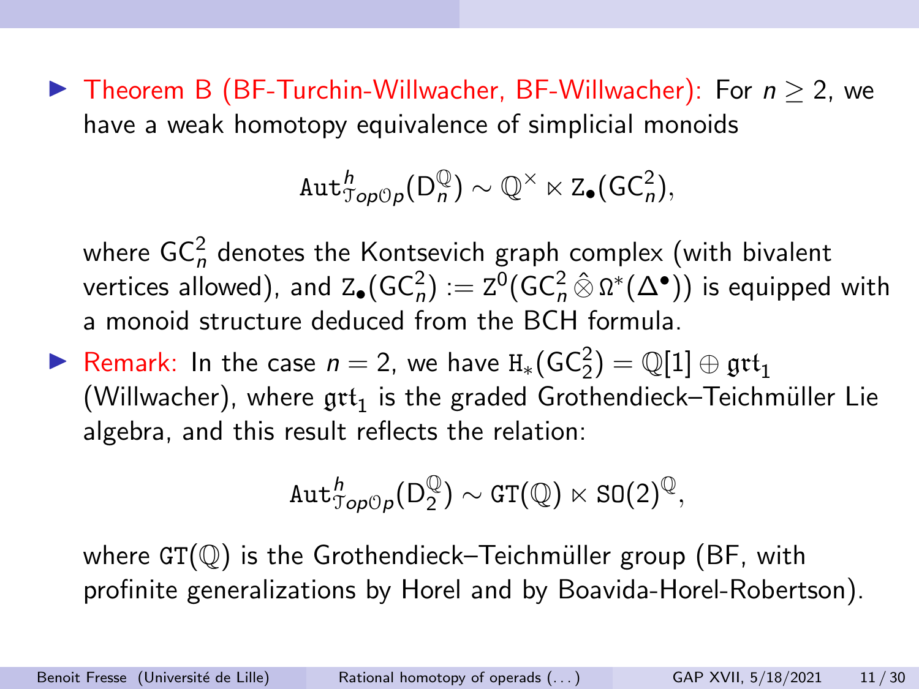- **Theorem B (BF-Turchin-Willwacher, BF-Willwacher):** For $n \geq 2$, we have a weak homotopy equivalence of simplicial monoids

$$\mathtt{Aut}^h_{\mathcal{T}op\mathcal{O}p}(\mathsf{D}_n^{\mathbb{Q}}) \sim \mathbb{Q}^\times \ltimes \mathtt{Z}_\bullet(\mathsf{GC}_n^2),$$

  where $\mathsf{GC}_n^2$ denotes the Kontsevich graph complex (with bivalent vertices allowed), and $\mathtt{Z}_\bullet(\mathsf{GC}_n^2) := \mathtt{Z}^0(\mathsf{GC}_n^2 \,\hat{\otimes}\, \Omega^*(\Delta^\bullet))$ is equipped with a monoid structure deduced from the BCH formula.

- **Remark:** In the case $n = 2$, we have $\mathtt{H}_*(\mathsf{GC}_2^2) = \mathbb{Q}[1] \oplus \mathfrak{grt}_1$ (Willwacher), where $\mathfrak{grt}_1$ is the graded Grothendieck–Teichmüller Lie algebra, and this result reflects the relation:

$$\mathtt{Aut}^h_{\mathcal{T}op\mathcal{O}p}(\mathsf{D}_2^{\mathbb{Q}}) \sim \mathtt{GT}(\mathbb{Q}) \ltimes \mathtt{SO}(2)^{\mathbb{Q}},$$

  where $\mathtt{GT}(\mathbb{Q})$ is the Grothendieck–Teichmüller group (BF, with profinite generalizations by Horel and by Boavida-Horel-Robertson).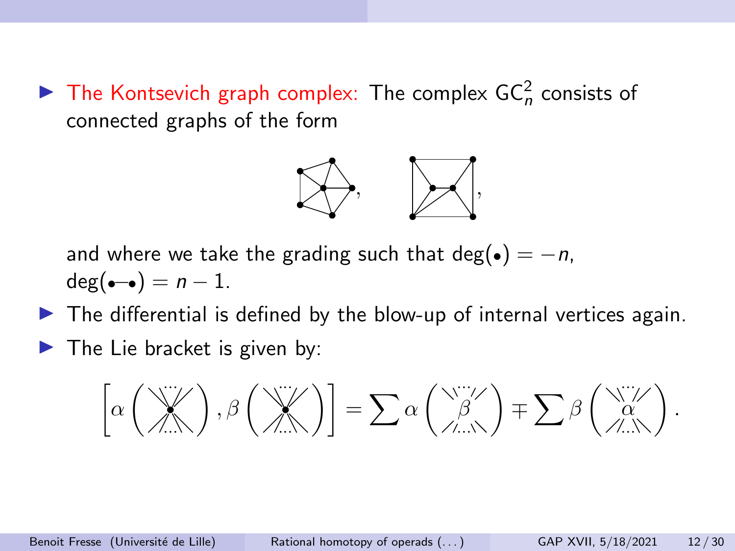- The Kontsevich graph complex: The complex $\mathsf{GC}_n^2$ consists of connected graphs of the form

  and where we take the grading such that $\deg(\bullet) = -n$, $\deg(\bullet\!\!-\!\!\bullet) = n-1$.
- The differential is defined by the blow-up of internal vertices again.
- The Lie bracket is given by:

$$\left[\alpha\left(\ast\right), \beta\left(\ast\right)\right] = \sum \alpha\left(\beta\right) \mp \sum \beta\left(\alpha\right).$$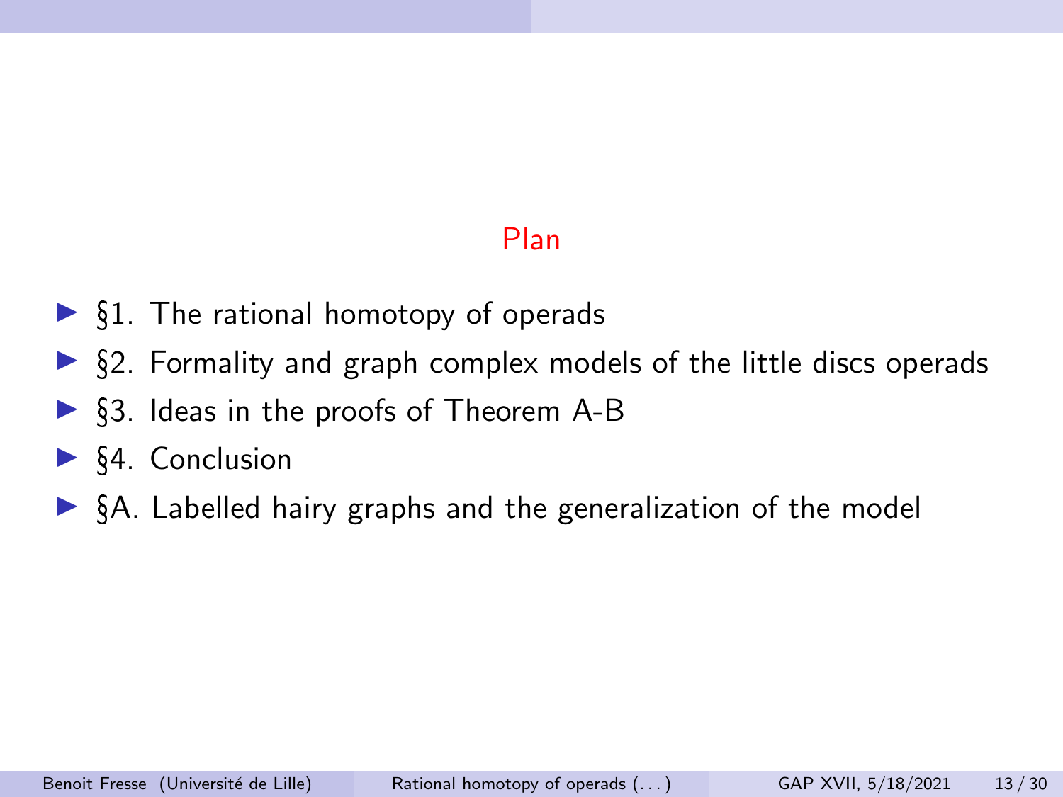## Plan

- §1. The rational homotopy of operads
- §2. Formality and graph complex models of the little discs operads
- §3. Ideas in the proofs of Theorem A-B
- §4. Conclusion
- §A. Labelled hairy graphs and the generalization of the model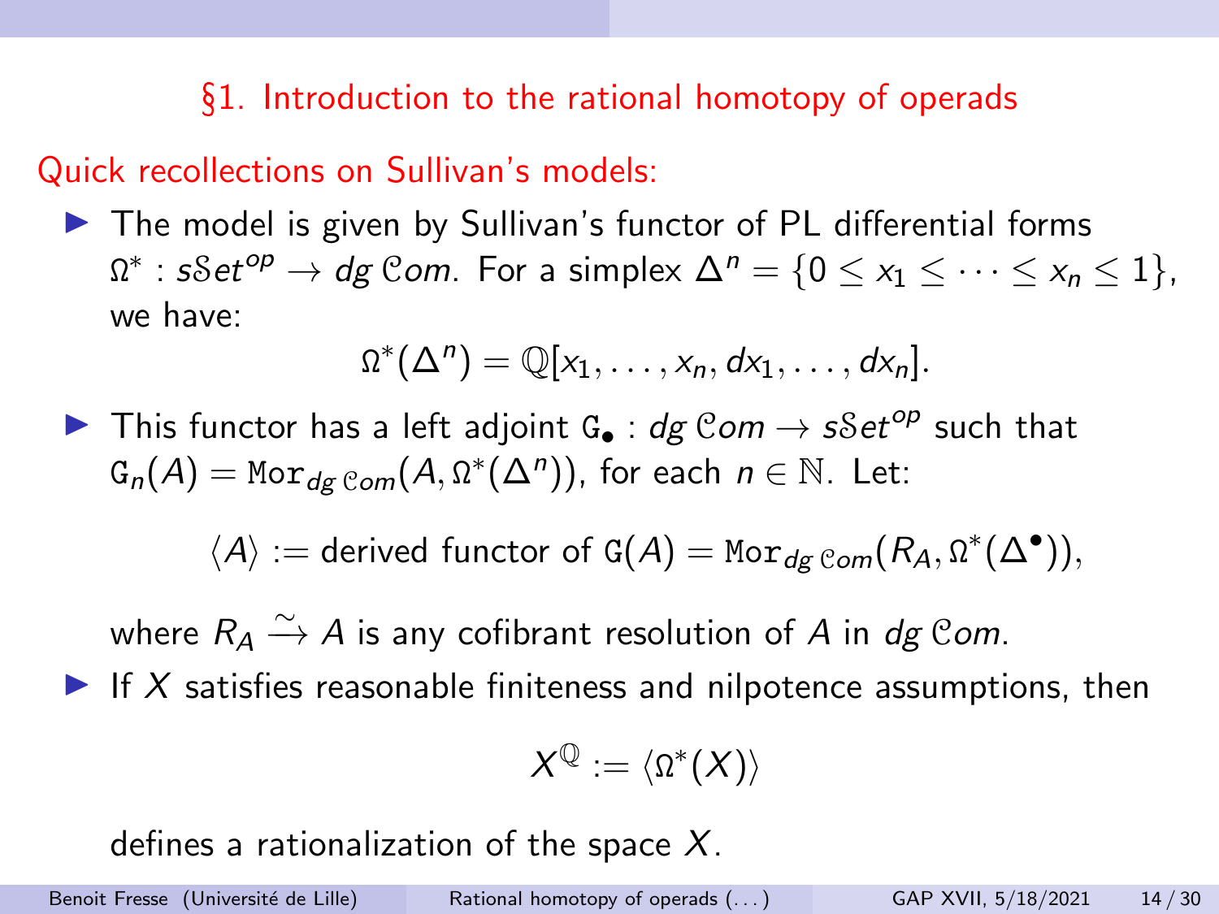## §1. Introduction to the rational homotopy of operads

### Quick recollections on Sullivan's models:

- The model is given by Sullivan's functor of PL differential forms $\Omega^* : s\mathcal{S}et^{op} \to dg\,\mathcal{C}om$. For a simplex $\Delta^n = \{0 \leq x_1 \leq \cdots \leq x_n \leq 1\}$, we have:

$$\Omega^*(\Delta^n) = \mathbb{Q}[x_1, \ldots, x_n, dx_1, \ldots, dx_n].$$

- This functor has a left adjoint $\mathtt{G}_\bullet : dg\,\mathcal{C}om \to s\mathcal{S}et^{op}$ such that $\mathtt{G}_n(A) = \mathtt{Mor}_{dg\,\mathcal{C}om}(A, \Omega^*(\Delta^n))$, for each $n \in \mathbb{N}$. Let:

$$\langle A \rangle := \text{derived functor of } \mathtt{G}(A) = \mathtt{Mor}_{dg\,\mathcal{C}om}(R_A, \Omega^*(\Delta^\bullet)),$$

  where $R_A \xrightarrow{\sim} A$ is any cofibrant resolution of $A$ in $dg\,\mathcal{C}om$.

- If $X$ satisfies reasonable finiteness and nilpotence assumptions, then

$$X^{\mathbb{Q}} := \langle \Omega^*(X) \rangle$$

  defines a rationalization of the space $X$.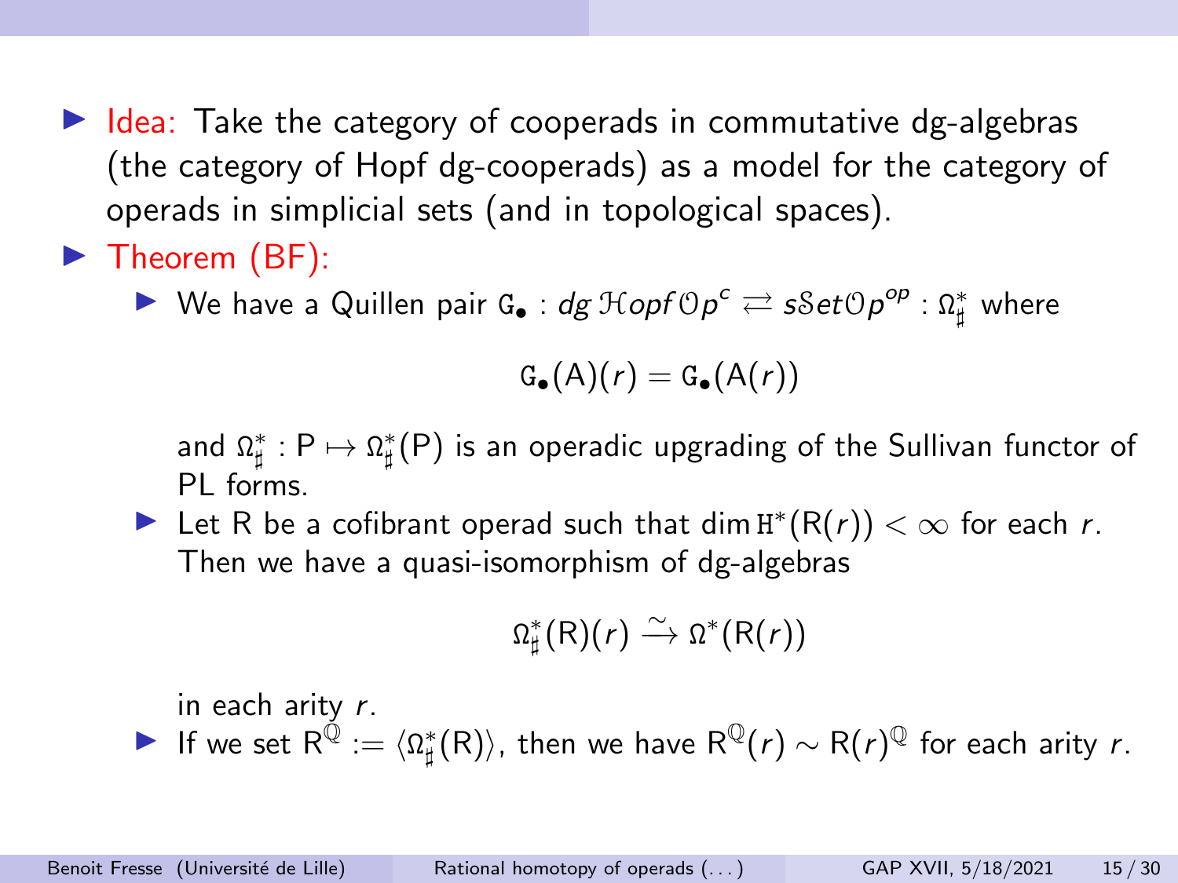- Idea: Take the category of cooperads in commutative dg-algebras (the category of Hopf dg-cooperads) as a model for the category of operads in simplicial sets (and in topological spaces).
- Theorem (BF):
  - We have a Quillen pair $\mathtt{G}_\bullet : dg\,\mathcal{H}opf\,\mathcal{O}p^c \rightleftarrows s\mathcal{S}et\mathcal{O}p^{op} : \Omega^*_\sharp$ where

    $$\mathtt{G}_\bullet(\mathsf{A})(r) = \mathtt{G}_\bullet(\mathsf{A}(r))$$

    and $\Omega^*_\sharp : \mathsf{P} \mapsto \Omega^*_\sharp(\mathsf{P})$ is an operadic upgrading of the Sullivan functor of PL forms.
  - Let $\mathsf{R}$ be a cofibrant operad such that $\dim \mathtt{H}^*(\mathsf{R}(r)) < \infty$ for each $r$. Then we have a quasi-isomorphism of dg-algebras

    $$\Omega^*_\sharp(\mathsf{R})(r) \xrightarrow{\sim} \Omega^*(\mathsf{R}(r))$$

    in each arity $r$.
  - If we set $\mathsf{R}^{\mathbb{Q}} := \langle \Omega^*_\sharp(\mathsf{R}) \rangle$, then we have $\mathsf{R}^{\mathbb{Q}}(r) \sim \mathsf{R}(r)^{\mathbb{Q}}$ for each arity $r$.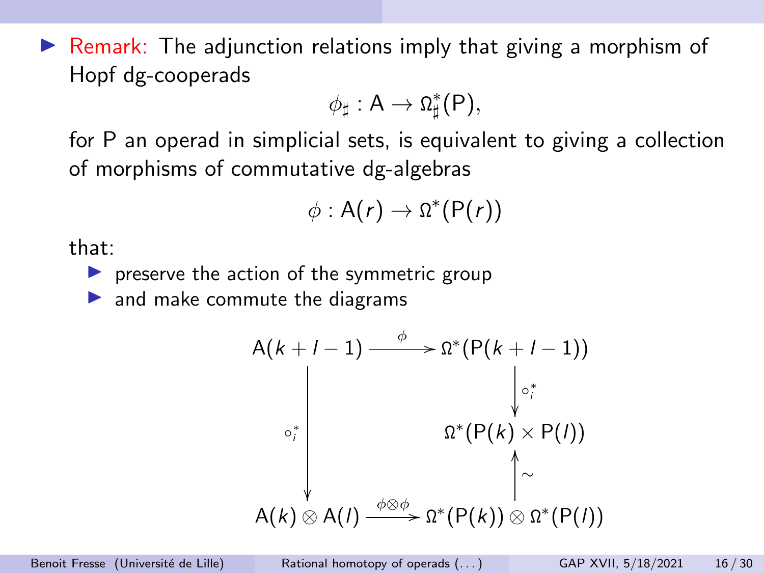- <span style="color:red">Remark:</span> The adjunction relations imply that giving a morphism of Hopf dg-cooperads

$$\phi_\sharp : \mathsf{A} \to \Omega^*_\sharp(\mathsf{P}),$$

for $\mathsf{P}$ an operad in simplicial sets, is equivalent to giving a collection of morphisms of commutative dg-algebras

$$\phi : \mathsf{A}(r) \to \Omega^*(\mathsf{P}(r))$$

that:

  - preserve the action of the symmetric group
  - and make commute the diagrams

$$\begin{array}{ccc}
\mathsf{A}(k+l-1) & \xrightarrow{\phi} & \Omega^*(\mathsf{P}(k+l-1)) \\
 & & \downarrow{\scriptstyle \circ_i^*} \\
\downarrow{\scriptstyle \circ_i^*} & & \Omega^*(\mathsf{P}(k) \times \mathsf{P}(l)) \\
 & & \uparrow{\scriptstyle \sim} \\
\mathsf{A}(k) \otimes \mathsf{A}(l) & \xrightarrow{\phi \otimes \phi} & \Omega^*(\mathsf{P}(k)) \otimes \Omega^*(\mathsf{P}(l))
\end{array}$$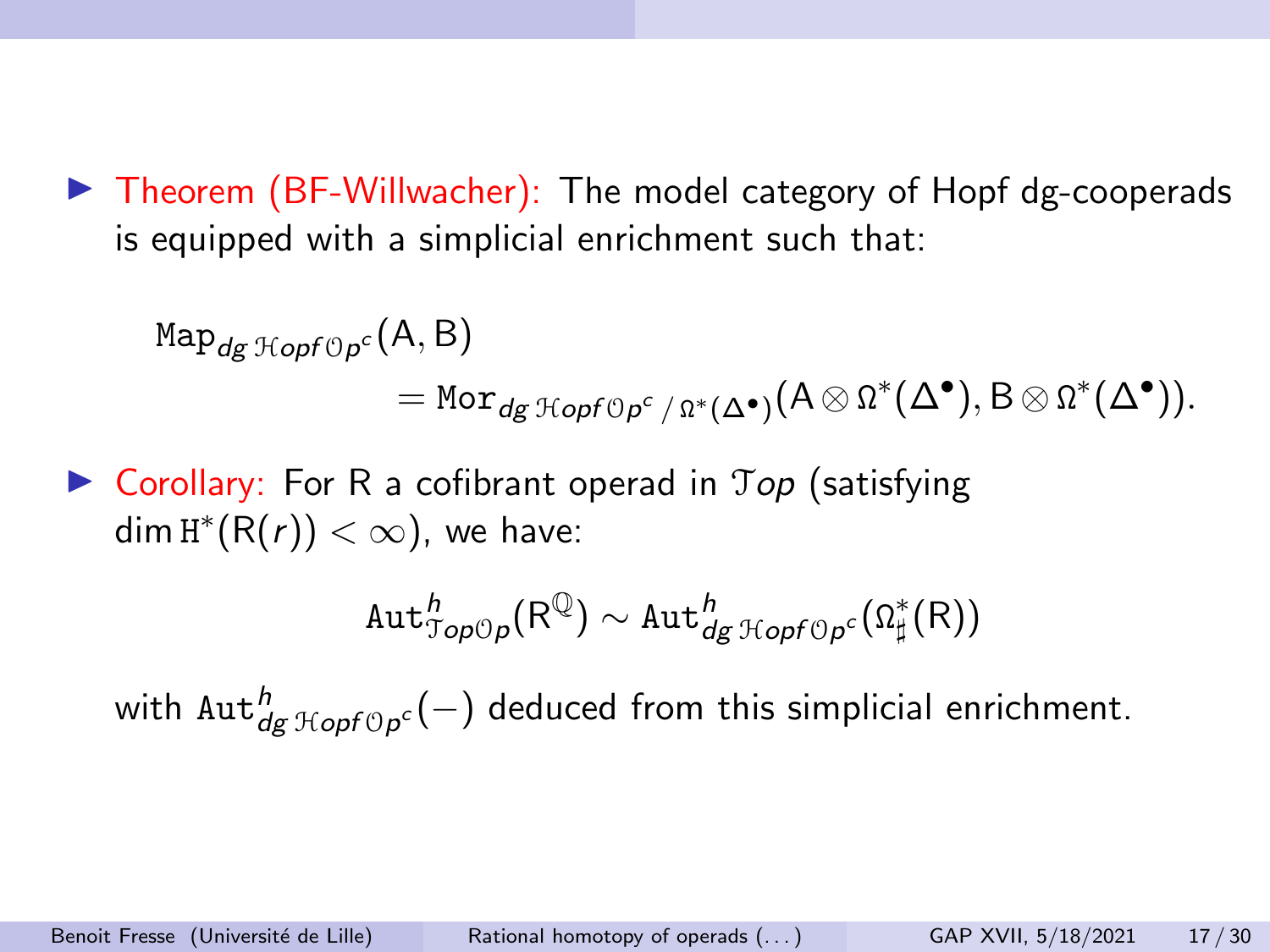- Theorem (BF-Willwacher): The model category of Hopf dg-cooperads is equipped with a simplicial enrichment such that:

$$\mathtt{Map}_{dg\,\mathcal{H}opf\,\mathcal{O}p^c}(\mathsf{A},\mathsf{B}) = \mathtt{Mor}_{dg\,\mathcal{H}opf\,\mathcal{O}p^c\,/\,\Omega^*(\Delta^\bullet)}(\mathsf{A}\otimes\Omega^*(\Delta^\bullet),\mathsf{B}\otimes\Omega^*(\Delta^\bullet)).$$

- Corollary: For $\mathsf{R}$ a cofibrant operad in $\mathcal{T}op$ (satisfying $\dim \mathtt{H}^*(\mathsf{R}(r)) < \infty$), we have:

$$\mathtt{Aut}^h_{\mathcal{T}op\mathcal{O}p}(\mathsf{R}^{\mathbb{Q}}) \sim \mathtt{Aut}^h_{dg\,\mathcal{H}opf\,\mathcal{O}p^c}(\Omega^*_\sharp(\mathsf{R}))$$

  with $\mathtt{Aut}^h_{dg\,\mathcal{H}opf\,\mathcal{O}p^c}(-)$ deduced from this simplicial enrichment.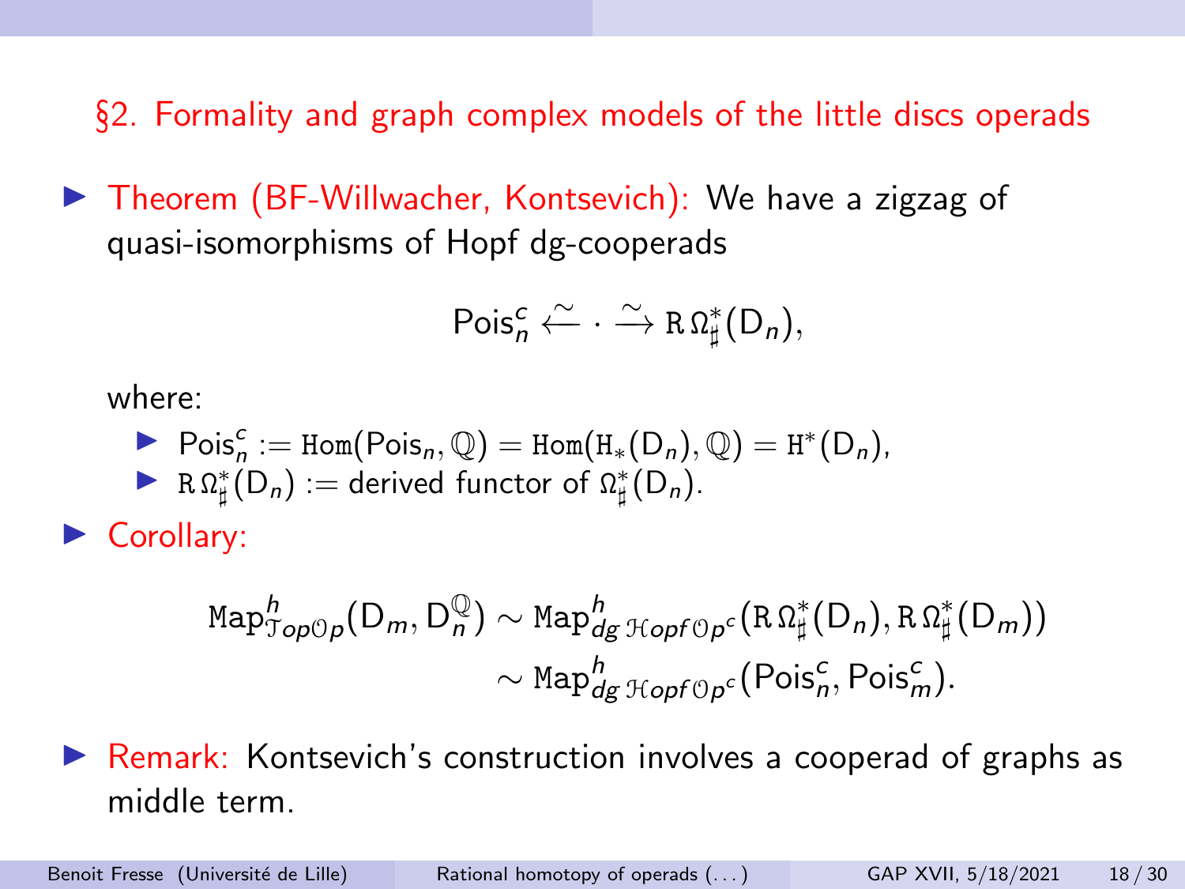## §2. Formality and graph complex models of the little discs operads

- Theorem (BF-Willwacher, Kontsevich): We have a zigzag of quasi-isomorphisms of Hopf dg-cooperads

$$\mathsf{Pois}_n^c \xleftarrow{\sim} \cdot \xrightarrow{\sim} \mathrm{R}\,\Omega_\sharp^*(\mathsf{D}_n),$$

  where:
  - $\mathsf{Pois}_n^c := \mathtt{Hom}(\mathsf{Pois}_n, \mathbb{Q}) = \mathtt{Hom}(\mathrm{H}_*(\mathsf{D}_n), \mathbb{Q}) = \mathrm{H}^*(\mathsf{D}_n)$,
  - $\mathrm{R}\,\Omega_\sharp^*(\mathsf{D}_n) :=$ derived functor of $\Omega_\sharp^*(\mathsf{D}_n)$.

- Corollary:

$$\begin{aligned}
\mathtt{Map}^h_{\mathcal{T}op\mathcal{O}p}(\mathsf{D}_m, \mathsf{D}_n^{\mathbb{Q}}) &\sim \mathtt{Map}^h_{dg\,\mathcal{H}opf\,\mathcal{O}p^c}(\mathrm{R}\,\Omega_\sharp^*(\mathsf{D}_n), \mathrm{R}\,\Omega_\sharp^*(\mathsf{D}_m)) \\
&\sim \mathtt{Map}^h_{dg\,\mathcal{H}opf\,\mathcal{O}p^c}(\mathsf{Pois}_n^c, \mathsf{Pois}_m^c).
\end{aligned}$$

- Remark: Kontsevich's construction involves a cooperad of graphs as middle term.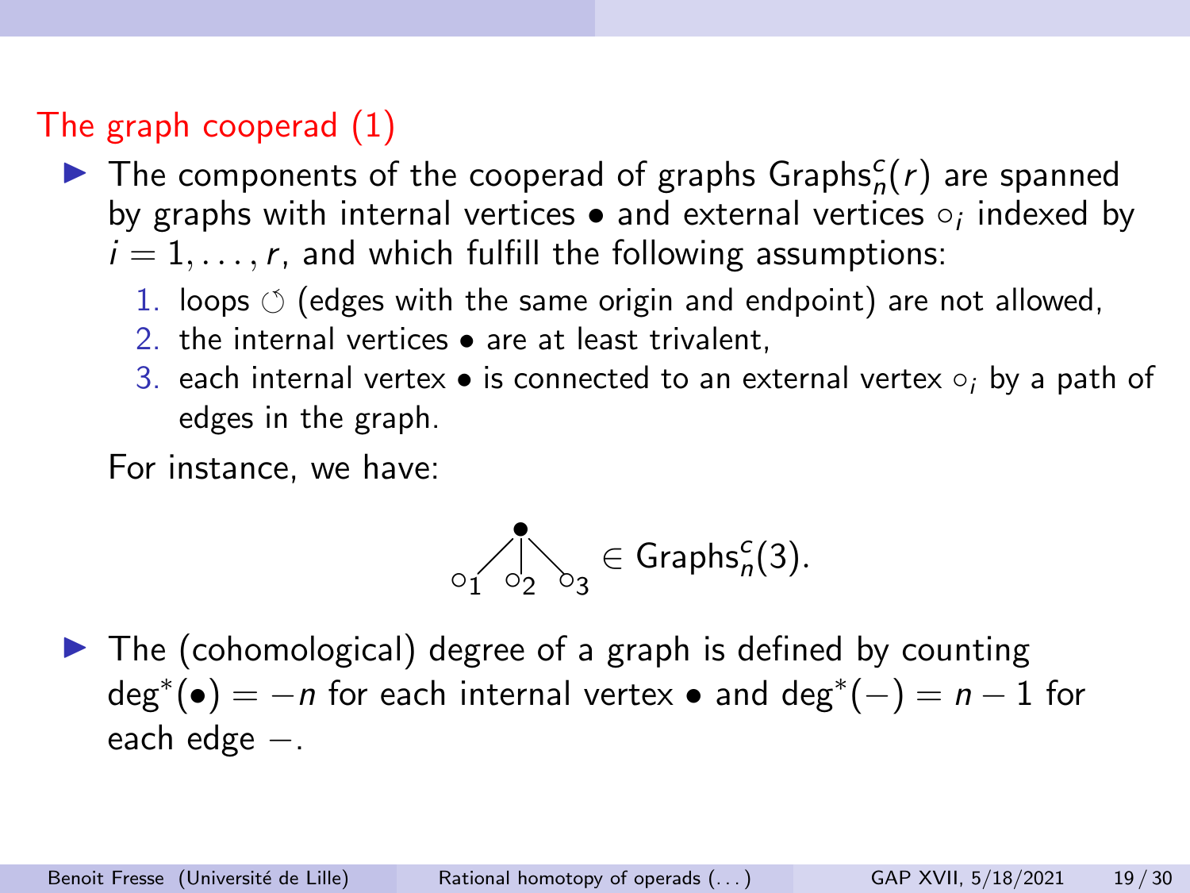## The graph cooperad (1)

- The components of the cooperad of graphs $\mathsf{Graphs}_n^c(r)$ are spanned by graphs with internal vertices $\bullet$ and external vertices $\circ_i$ indexed by $i = 1, \dots, r$, and which fulfill the following assumptions:
  1. loops $\circlearrowleft$ (edges with the same origin and endpoint) are not allowed,
  2. the internal vertices $\bullet$ are at least trivalent,
  3. each internal vertex $\bullet$ is connected to an external vertex $\circ_i$ by a path of edges in the graph.

  For instance, we have:

  $$\text{(graph: internal vertex } \bullet \text{ joined by edges to } \circ_1, \circ_2, \circ_3) \in \mathsf{Graphs}_n^c(3).$$

- The (cohomological) degree of a graph is defined by counting $\deg^*(\bullet) = -n$ for each internal vertex $\bullet$ and $\deg^*(-) = n-1$ for each edge $-$.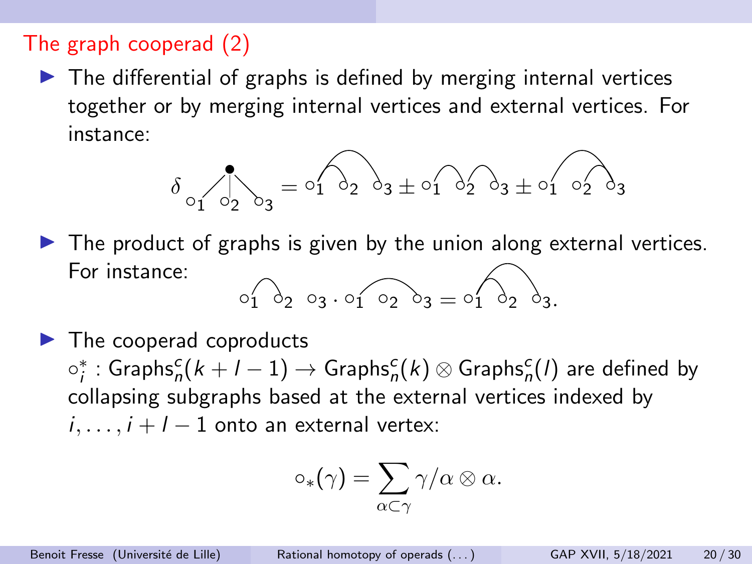## The graph cooperad (2)

- The differential of graphs is defined by merging internal vertices together or by merging internal vertices and external vertices. For instance:

$$\delta \; (\text{graph}) = \circ_1 \; \circ_2 \; \circ_3 \pm \circ_1 \; \circ_2 \; \circ_3 \pm \circ_1 \; \circ_2 \; \circ_3$$

- The product of graphs is given by the union along external vertices. For instance:

$$\circ_1 \; \circ_2 \; \circ_3 \cdot \circ_1 \; \circ_2 \; \circ_3 = \circ_1 \; \circ_2 \; \circ_3.$$

- The cooperad coproducts $\circ_i^* : \mathsf{Graphs}_n^c(k+l-1) \to \mathsf{Graphs}_n^c(k) \otimes \mathsf{Graphs}_n^c(l)$ are defined by collapsing subgraphs based at the external vertices indexed by $i, \ldots, i+l-1$ onto an external vertex:

$$\circ_*(\gamma) = \sum_{\alpha \subset \gamma} \gamma/\alpha \otimes \alpha.$$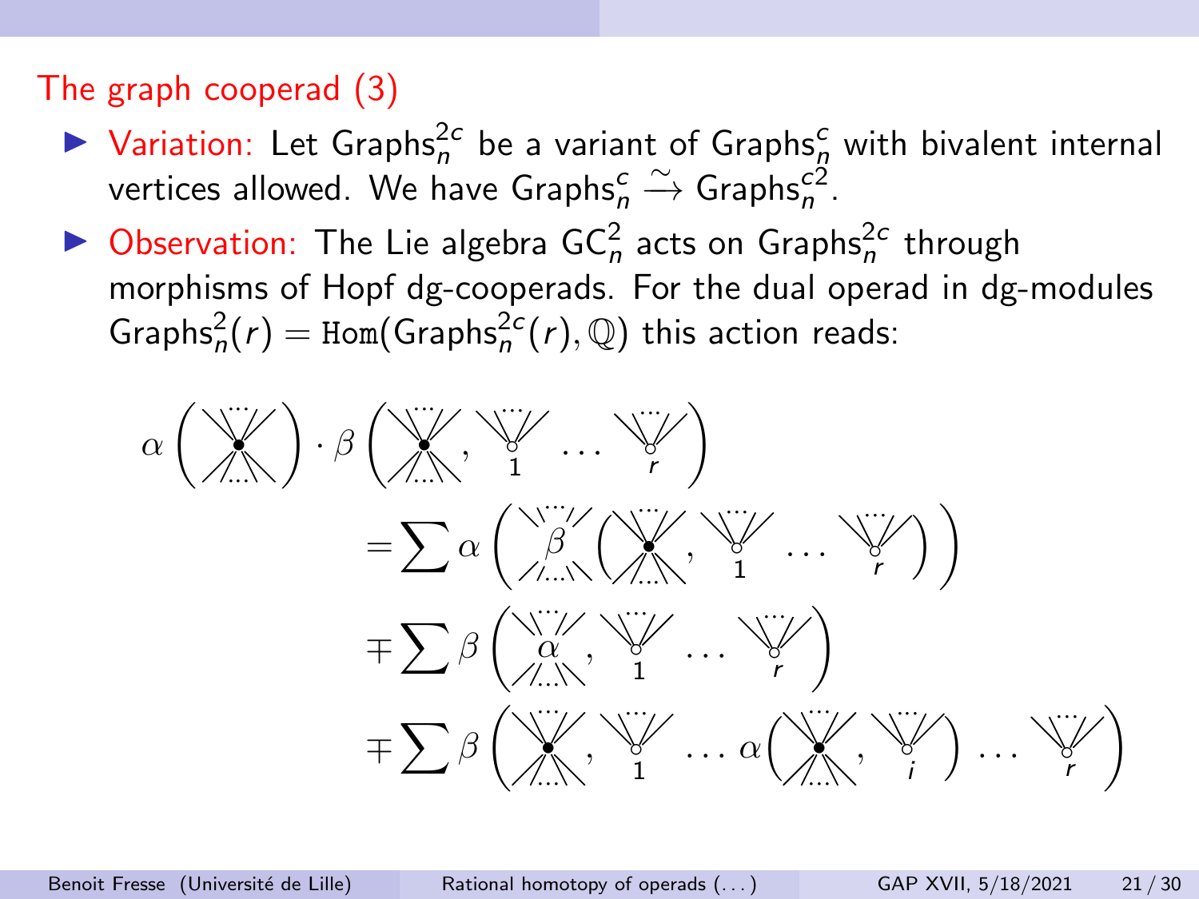## The graph cooperad (3)

- Variation: Let $\mathsf{Graphs}_n^{2c}$ be a variant of $\mathsf{Graphs}_n^{c}$ with bivalent internal vertices allowed. We have $\mathsf{Graphs}_n^{c} \xrightarrow{\sim} \mathsf{Graphs}_n^{c2}$.
- Observation: The Lie algebra $\mathsf{GC}_n^2$ acts on $\mathsf{Graphs}_n^{2c}$ through morphisms of Hopf dg-cooperads. For the dual operad in dg-modules $\mathsf{Graphs}_n^2(r) = \mathtt{Hom}(\mathsf{Graphs}_n^{2c}(r), \mathbb{Q})$ this action reads:

$$
\begin{aligned}
\alpha\left(\bullet\right)\cdot\beta\left(\bullet, \circ_1 \ldots \circ_r\right)
&= \sum \alpha\left(\beta\left(\bullet, \circ_1 \ldots \circ_r\right)\right)\\
&\mp \sum \beta\left(\alpha, \circ_1 \ldots \circ_r\right)\\
&\mp \sum \beta\left(\bullet, \circ_1 \ldots \alpha\left(\bullet, \circ_i\right) \ldots \circ_r\right)
\end{aligned}
$$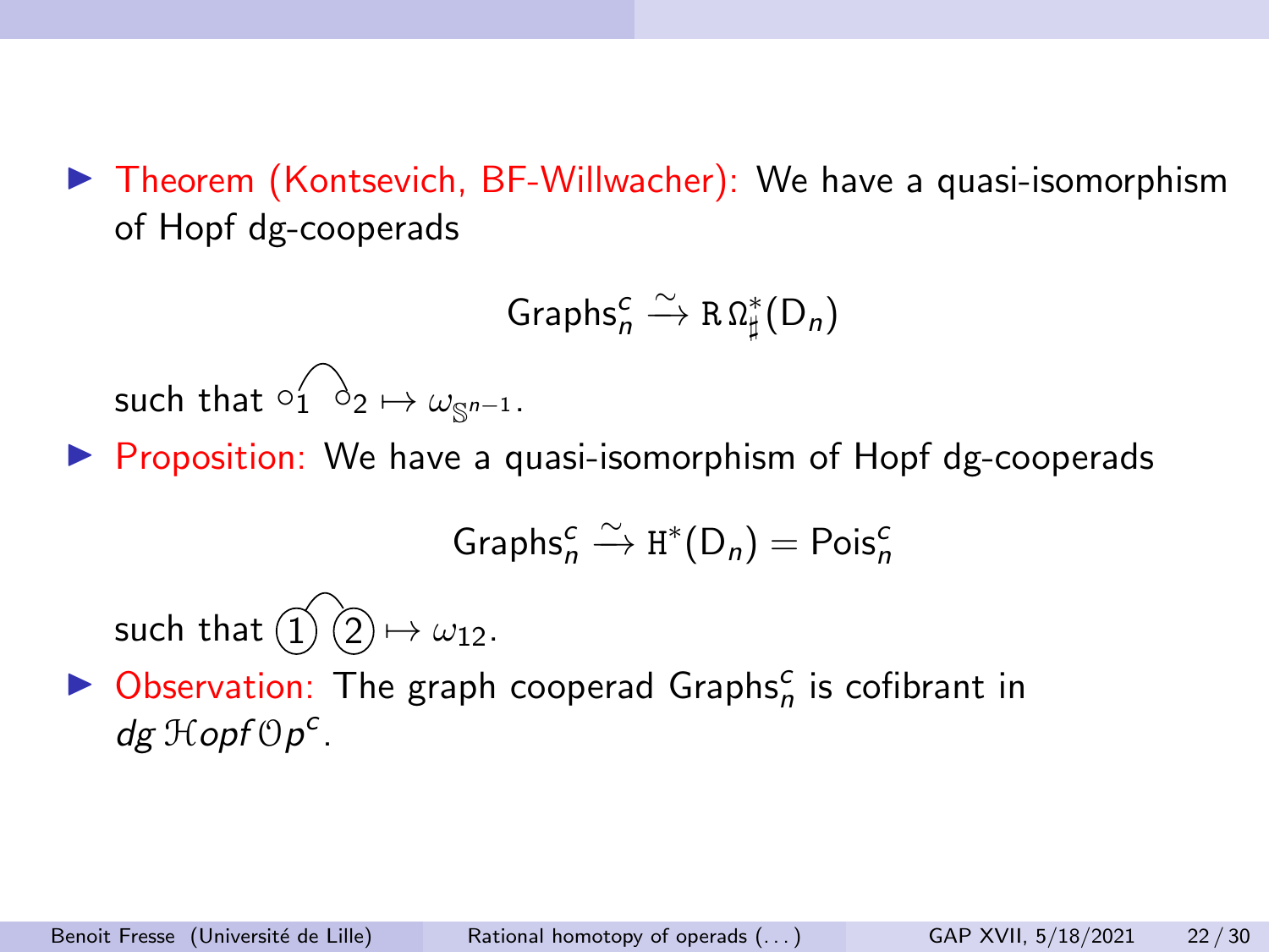- Theorem (Kontsevich, BF-Willwacher): We have a quasi-isomorphism of Hopf dg-cooperads

$$\mathsf{Graphs}_n^c \xrightarrow{\sim} \mathrm{R}\,\Omega^*_\sharp(\mathsf{D}_n)$$

such that $\circ_1 \frown \circ_2 \mapsto \omega_{\mathbb{S}^{n-1}}$.

- Proposition: We have a quasi-isomorphism of Hopf dg-cooperads

$$\mathsf{Graphs}_n^c \xrightarrow{\sim} \mathrm{H}^*(\mathsf{D}_n) = \mathsf{Pois}_n^c$$

such that $(1) \frown (2) \mapsto \omega_{12}$.

- Observation: The graph cooperad $\mathsf{Graphs}_n^c$ is cofibrant in $dg\,\mathcal{H}opf\,\mathcal{O}p^c$.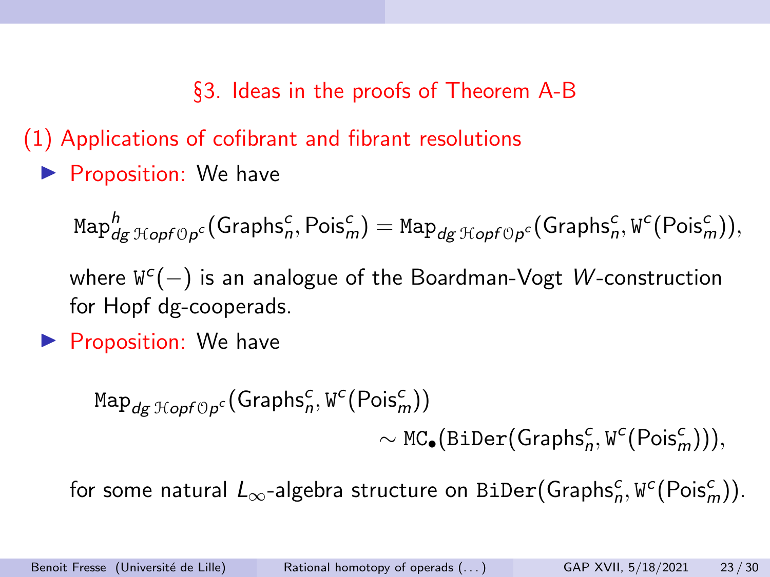## §3. Ideas in the proofs of Theorem A-B

### (1) Applications of cofibrant and fibrant resolutions

- **Proposition:** We have

$$\mathtt{Map}^h_{dg\,\mathcal{H}opf\,\mathcal{O}p^c}(\mathsf{Graphs}^c_n, \mathsf{Pois}^c_m) = \mathtt{Map}_{dg\,\mathcal{H}opf\,\mathcal{O}p^c}(\mathsf{Graphs}^c_n, \mathtt{W}^c(\mathsf{Pois}^c_m)),$$

  where $\mathtt{W}^c(-)$ is an analogue of the Boardman-Vogt $W$-construction for Hopf dg-cooperads.

- **Proposition:** We have

$$\mathtt{Map}_{dg\,\mathcal{H}opf\,\mathcal{O}p^c}(\mathsf{Graphs}^c_n, \mathtt{W}^c(\mathsf{Pois}^c_m)) \sim \mathtt{MC}_\bullet(\mathtt{BiDer}(\mathsf{Graphs}^c_n, \mathtt{W}^c(\mathsf{Pois}^c_m))),$$

  for some natural $L_\infty$-algebra structure on $\mathtt{BiDer}(\mathsf{Graphs}^c_n, \mathtt{W}^c(\mathsf{Pois}^c_m))$.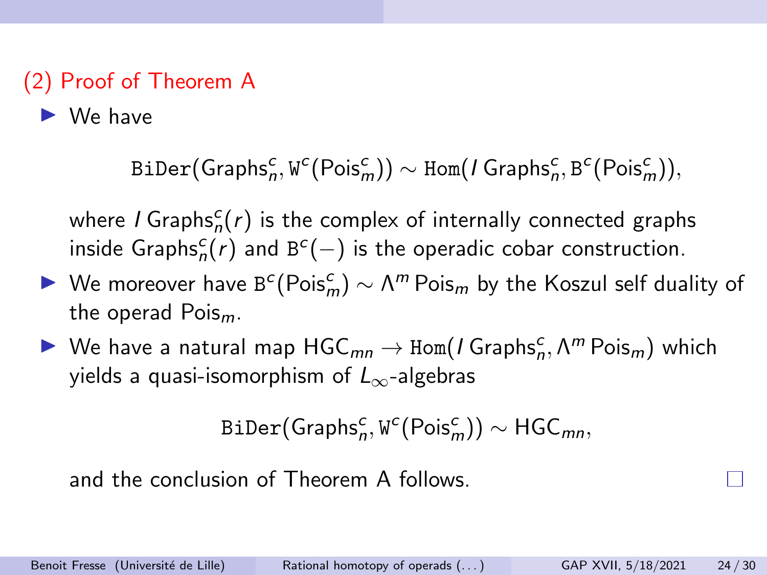## (2) Proof of Theorem A

- We have

$$\mathtt{BiDer}(\mathsf{Graphs}_n^c, \mathtt{W}^c(\mathsf{Pois}_m^c)) \sim \mathtt{Hom}(I\,\mathsf{Graphs}_n^c, \mathtt{B}^c(\mathsf{Pois}_m^c)),$$

  where $I\,\mathsf{Graphs}_n^c(r)$ is the complex of internally connected graphs inside $\mathsf{Graphs}_n^c(r)$ and $\mathtt{B}^c(-)$ is the operadic cobar construction.

- We moreover have $\mathtt{B}^c(\mathsf{Pois}_m^c) \sim \Lambda^m \mathsf{Pois}_m$ by the Koszul self duality of the operad $\mathsf{Pois}_m$.

- We have a natural map $\mathsf{HGC}_{mn} \to \mathtt{Hom}(I\,\mathsf{Graphs}_n^c, \Lambda^m \mathsf{Pois}_m)$ which yields a quasi-isomorphism of $L_\infty$-algebras

$$\mathtt{BiDer}(\mathsf{Graphs}_n^c, \mathtt{W}^c(\mathsf{Pois}_m^c)) \sim \mathsf{HGC}_{mn},$$

  and the conclusion of Theorem A follows. □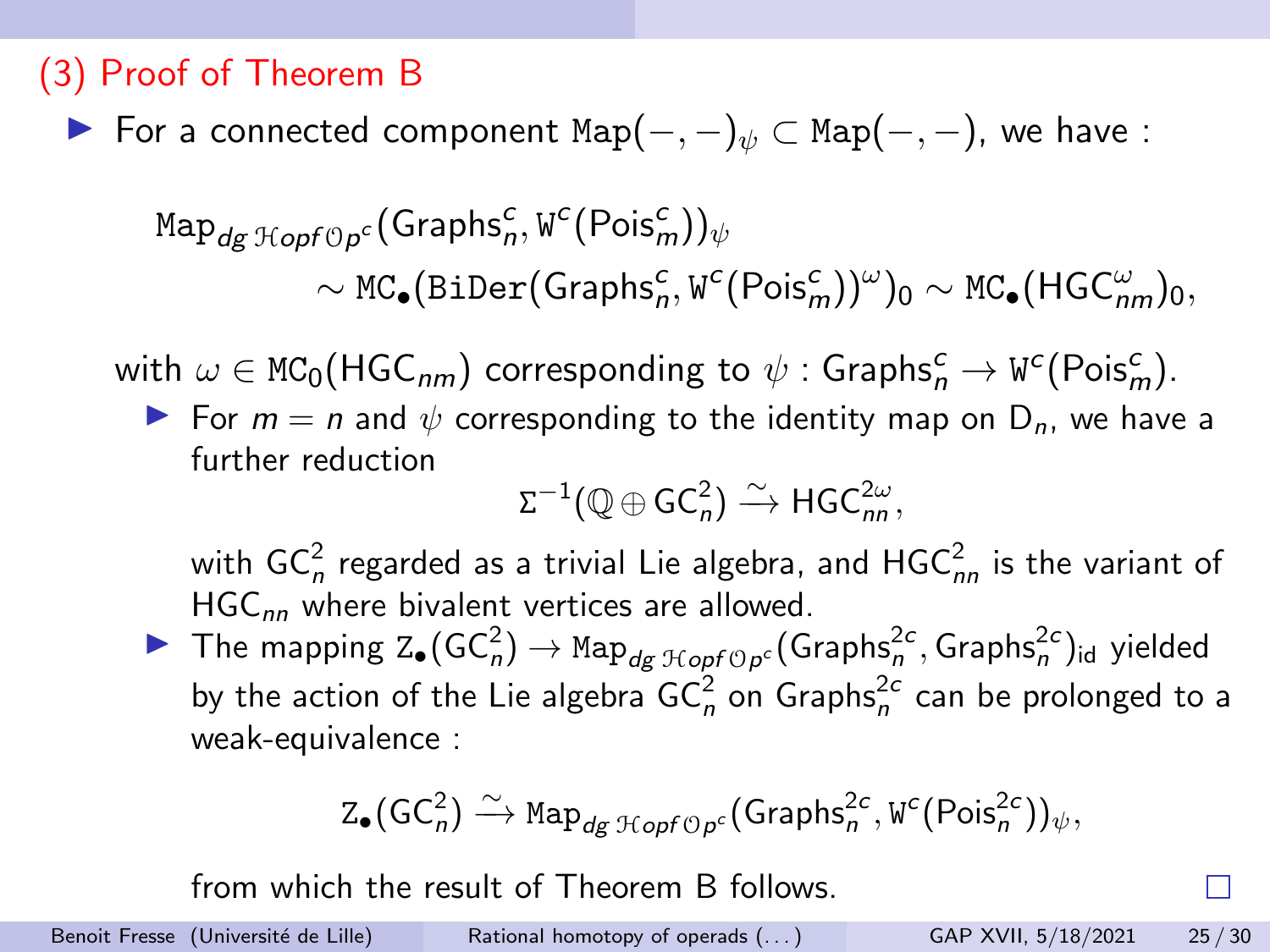## (3) Proof of Theorem B

- For a connected component $\mathtt{Map}(-,-)_\psi \subset \mathtt{Map}(-,-)$, we have :

$$\begin{aligned}
&\mathtt{Map}_{dg\,\mathcal{H}opf\,\mathcal{O}p^c}(\mathsf{Graphs}_n^c, \mathtt{W}^c(\mathsf{Pois}_m^c))_\psi \\
&\qquad \sim \mathtt{MC}_\bullet(\mathtt{BiDer}(\mathsf{Graphs}_n^c, \mathtt{W}^c(\mathsf{Pois}_m^c))^\omega)_0 \sim \mathtt{MC}_\bullet(\mathsf{HGC}_{nm}^\omega)_0,
\end{aligned}$$

  with $\omega \in \mathtt{MC}_0(\mathsf{HGC}_{nm})$ corresponding to $\psi : \mathsf{Graphs}_n^c \to \mathtt{W}^c(\mathsf{Pois}_m^c)$.

  - For $m = n$ and $\psi$ corresponding to the identity map on $\mathsf{D}_n$, we have a further reduction

$$\Sigma^{-1}(\mathbb{Q} \oplus \mathsf{GC}_n^2) \xrightarrow{\sim} \mathsf{HGC}_{nn}^{2\omega},$$

    with $\mathsf{GC}_n^2$ regarded as a trivial Lie algebra, and $\mathsf{HGC}_{nn}^2$ is the variant of $\mathsf{HGC}_{nn}$ where bivalent vertices are allowed.

  - The mapping $\mathtt{Z}_\bullet(\mathsf{GC}_n^2) \to \mathtt{Map}_{dg\,\mathcal{H}opf\,\mathcal{O}p^c}(\mathsf{Graphs}_n^{2c}, \mathsf{Graphs}_n^{2c})_{\mathrm{id}}$ yielded by the action of the Lie algebra $\mathsf{GC}_n^2$ on $\mathsf{Graphs}_n^{2c}$ can be prolonged to a weak-equivalence :

$$\mathtt{Z}_\bullet(\mathsf{GC}_n^2) \xrightarrow{\sim} \mathtt{Map}_{dg\,\mathcal{H}opf\,\mathcal{O}p^c}(\mathsf{Graphs}_n^{2c}, \mathtt{W}^c(\mathsf{Pois}_n^{2c}))_\psi,$$

    from which the result of Theorem B follows. □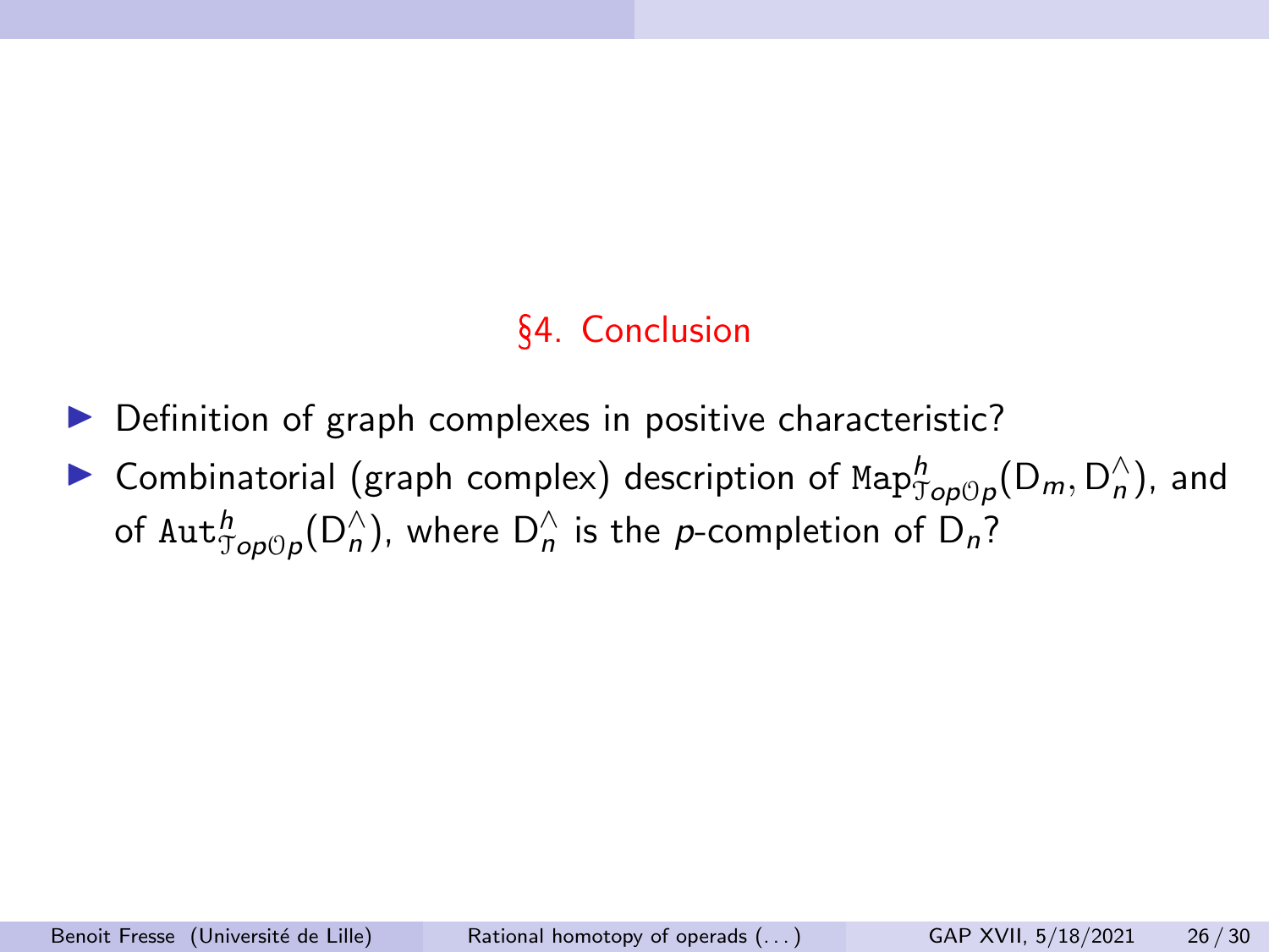## §4. Conclusion

- Definition of graph complexes in positive characteristic?
- Combinatorial (graph complex) description of $\mathtt{Map}^h_{\mathcal{T}op\mathcal{O}p}(\mathsf{D}_m, \mathsf{D}_n^\wedge)$, and of $\mathtt{Aut}^h_{\mathcal{T}op\mathcal{O}p}(\mathsf{D}_n^\wedge)$, where $\mathsf{D}_n^\wedge$ is the $p$-completion of $\mathsf{D}_n$?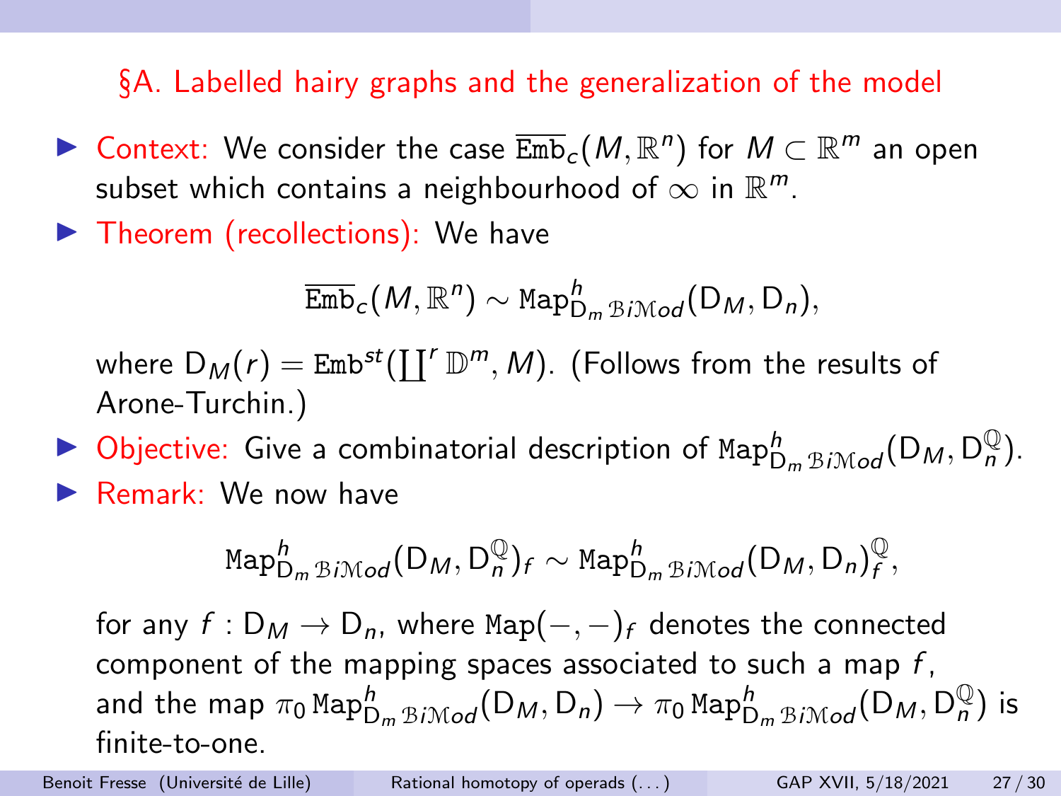## §A. Labelled hairy graphs and the generalization of the model

- Context: We consider the case $\overline{\mathtt{Emb}}_c(M, \mathbb{R}^n)$ for $M \subset \mathbb{R}^m$ an open subset which contains a neighbourhood of $\infty$ in $\mathbb{R}^m$.
- Theorem (recollections): We have

$$\overline{\mathtt{Emb}}_c(M, \mathbb{R}^n) \sim \mathtt{Map}^h_{\mathsf{D}_m\,\mathcal{B}i\mathcal{M}od}(\mathsf{D}_M, \mathsf{D}_n),$$

  where $\mathsf{D}_M(r) = \mathtt{Emb}^{st}(\coprod^r \mathbb{D}^m, M)$. (Follows from the results of Arone-Turchin.)
- Objective: Give a combinatorial description of $\mathtt{Map}^h_{\mathsf{D}_m\,\mathcal{B}i\mathcal{M}od}(\mathsf{D}_M, \mathsf{D}_n^{\mathbb{Q}})$.
- Remark: We now have

$$\mathtt{Map}^h_{\mathsf{D}_m\,\mathcal{B}i\mathcal{M}od}(\mathsf{D}_M, \mathsf{D}_n^{\mathbb{Q}})_f \sim \mathtt{Map}^h_{\mathsf{D}_m\,\mathcal{B}i\mathcal{M}od}(\mathsf{D}_M, \mathsf{D}_n)_f^{\mathbb{Q}},$$

  for any $f : \mathsf{D}_M \to \mathsf{D}_n$, where $\mathtt{Map}(-,-)_f$ denotes the connected component of the mapping spaces associated to such a map $f$, and the map $\pi_0 \mathtt{Map}^h_{\mathsf{D}_m\,\mathcal{B}i\mathcal{M}od}(\mathsf{D}_M, \mathsf{D}_n) \to \pi_0 \mathtt{Map}^h_{\mathsf{D}_m\,\mathcal{B}i\mathcal{M}od}(\mathsf{D}_M, \mathsf{D}_n^{\mathbb{Q}})$ is finite-to-one.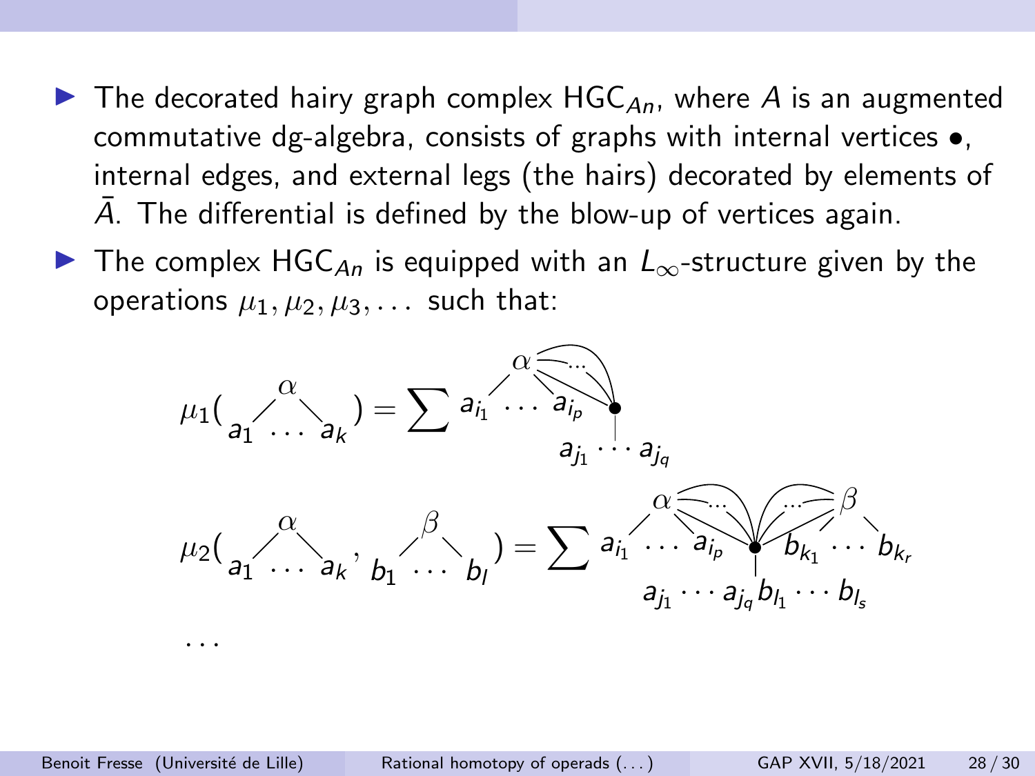- The decorated hairy graph complex $\mathsf{HGC}_{An}$, where $A$ is an augmented commutative dg-algebra, consists of graphs with internal vertices $\bullet$, internal edges, and external legs (the hairs) decorated by elements of $\bar{A}$. The differential is defined by the blow-up of vertices again.
- The complex $\mathsf{HGC}_{An}$ is equipped with an $L_\infty$-structure given by the operations $\mu_1, \mu_2, \mu_3, \dots$ such that:

$$\mu_1\Big( \overset{\alpha}{a_1 \cdots a_k} \Big) = \sum \; \overset{\alpha}{a_{i_1} \cdots a_{i_p}} \bullet \; a_{j_1} \cdots a_{j_q}$$

$$\mu_2\Big( \overset{\alpha}{a_1 \cdots a_k}, \overset{\beta}{b_1 \cdots b_l} \Big) = \sum \; \overset{\alpha}{a_{i_1} \cdots a_{i_p}} \bullet \overset{\beta}{b_{k_1} \cdots b_{k_r}} \; a_{j_1} \cdots a_{j_q} b_{l_1} \cdots b_{l_s}$$

$\dots$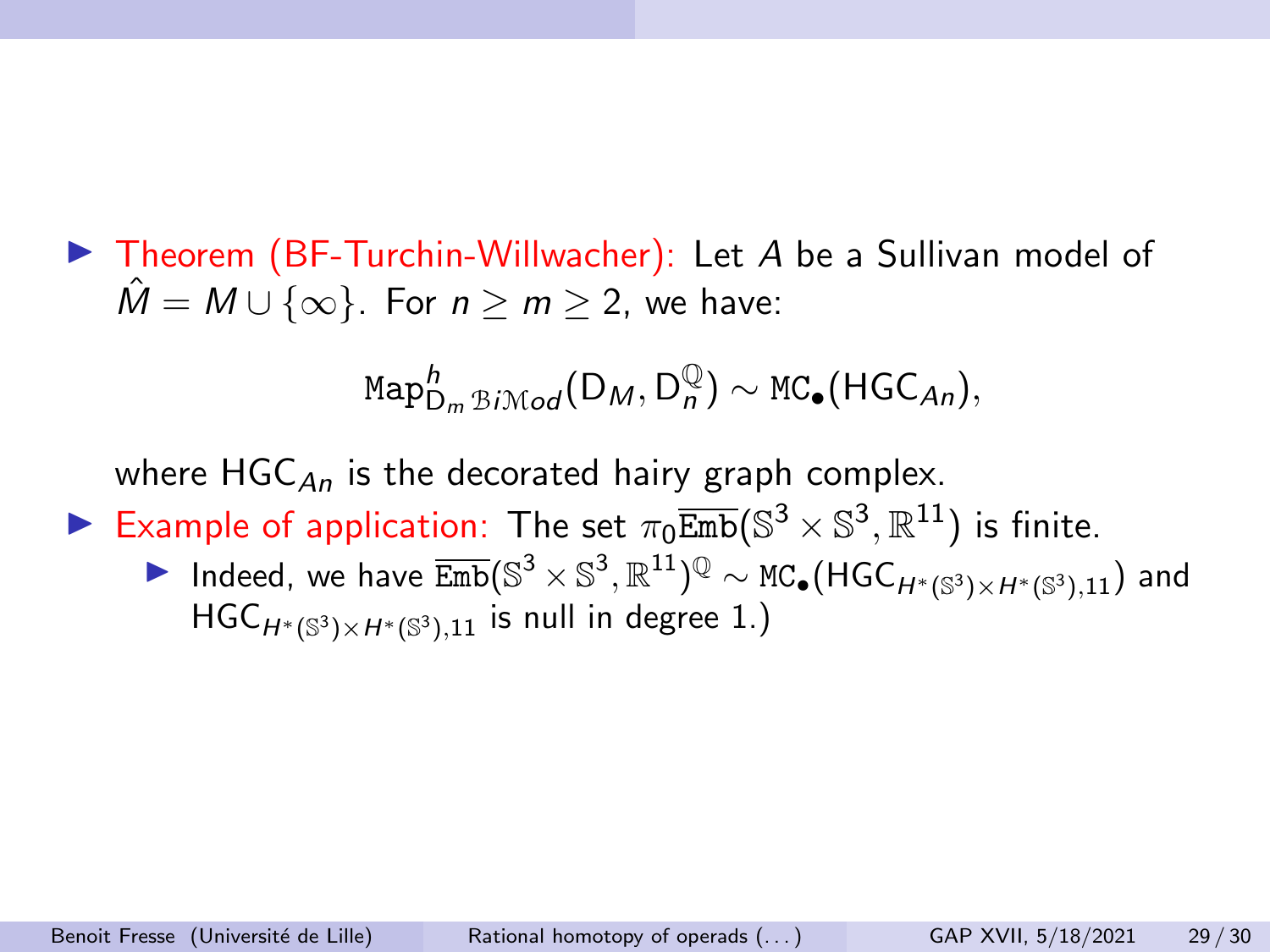- Theorem (BF-Turchin-Willwacher): Let $A$ be a Sullivan model of $\hat{M} = M \cup \{\infty\}$. For $n \geq m \geq 2$, we have:

$$\mathtt{Map}^h_{\mathsf{D}_m\,\mathcal{B}i\mathcal{M}od}(\mathsf{D}_M, \mathsf{D}_n^{\mathbb{Q}}) \sim \mathtt{MC}_\bullet(\mathsf{HGC}_{An}),$$

  where $\mathsf{HGC}_{An}$ is the decorated hairy graph complex.

- Example of application: The set $\pi_0\overline{\mathtt{Emb}}(\mathbb{S}^3 \times \mathbb{S}^3, \mathbb{R}^{11})$ is finite.
  - Indeed, we have $\overline{\mathtt{Emb}}(\mathbb{S}^3 \times \mathbb{S}^3, \mathbb{R}^{11})^{\mathbb{Q}} \sim \mathtt{MC}_\bullet(\mathsf{HGC}_{H^*(\mathbb{S}^3)\times H^*(\mathbb{S}^3),11})$ and $\mathsf{HGC}_{H^*(\mathbb{S}^3)\times H^*(\mathbb{S}^3),11}$ is null in degree 1.)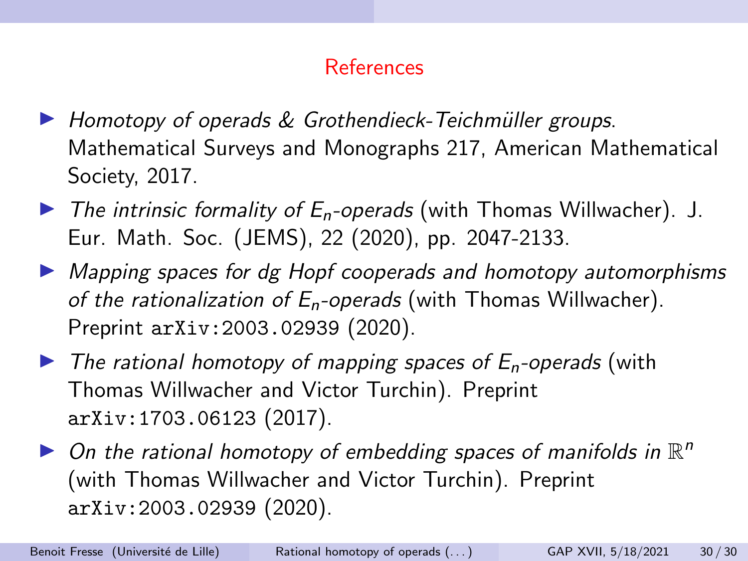## References

- *Homotopy of operads & Grothendieck-Teichmüller groups*. Mathematical Surveys and Monographs 217, American Mathematical Society, 2017.
- *The intrinsic formality of $E_n$-operads* (with Thomas Willwacher). J. Eur. Math. Soc. (JEMS), 22 (2020), pp. 2047-2133.
- *Mapping spaces for dg Hopf cooperads and homotopy automorphisms of the rationalization of $E_n$-operads* (with Thomas Willwacher). Preprint `arXiv:2003.02939` (2020).
- *The rational homotopy of mapping spaces of $E_n$-operads* (with Thomas Willwacher and Victor Turchin). Preprint `arXiv:1703.06123` (2017).
- *On the rational homotopy of embedding spaces of manifolds in $\mathbb{R}^n$* (with Thomas Willwacher and Victor Turchin). Preprint `arXiv:2003.02939` (2020).